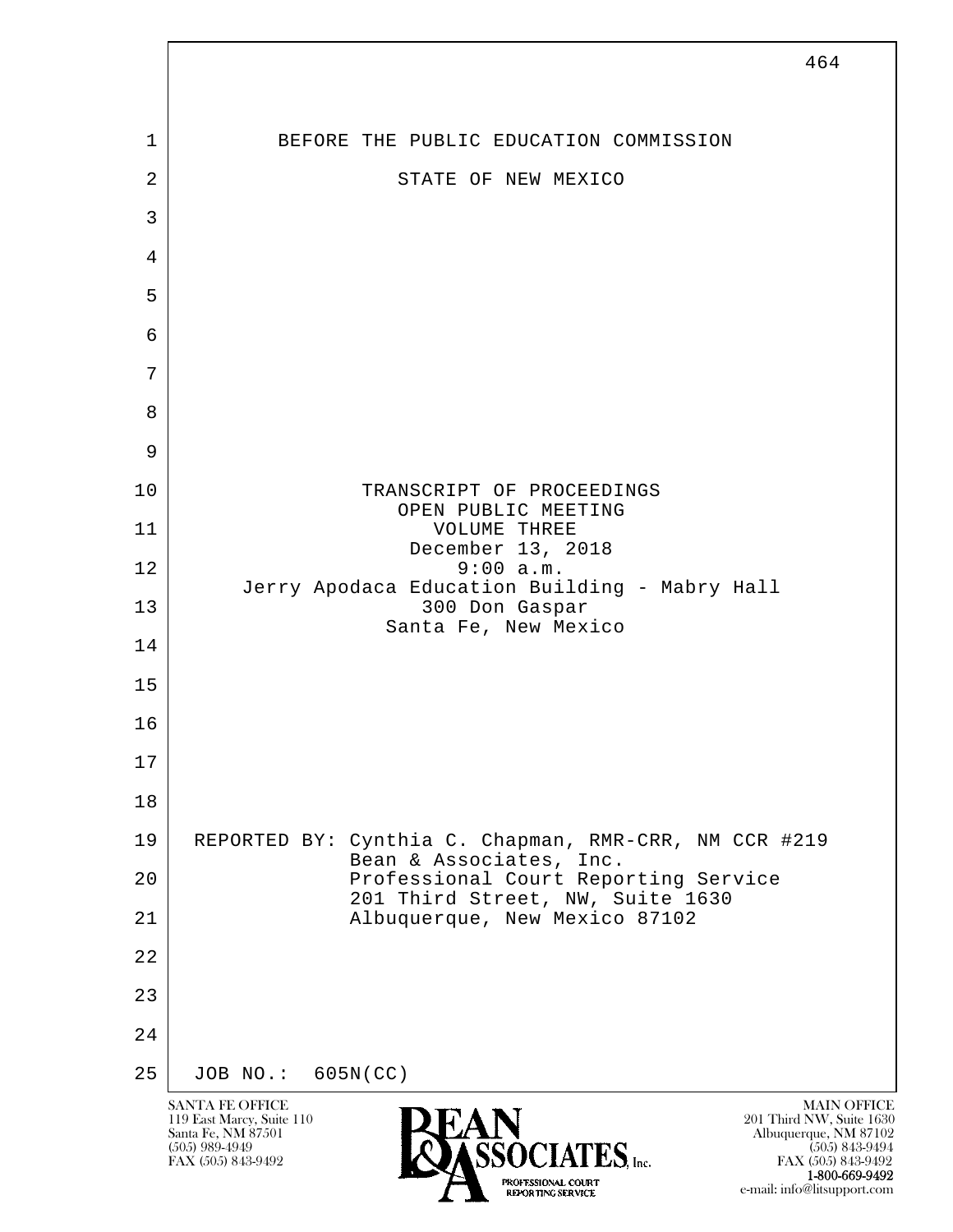BEFORE THE PUBLIC EDUCATION COMMISSION

STATE OF NEW MEXICO

TRANSCRIPT OF PROCEEDINGS
OPEN PUBLIC MEETING
VOLUME THREE
December 13, 2018
9:00 a.m.
Jerry Apodaca Education Building - Mabry Hall
300 Don Gaspar
Santa Fe, New Mexico

REPORTED BY: Cynthia C. Chapman, RMR-CRR, NM CCR #219
Bean & Associates, Inc.
Professional Court Reporting Service
201 Third Street, NW, Suite 1630
Albuquerque, New Mexico 87102

JOB NO.: 605N(CC)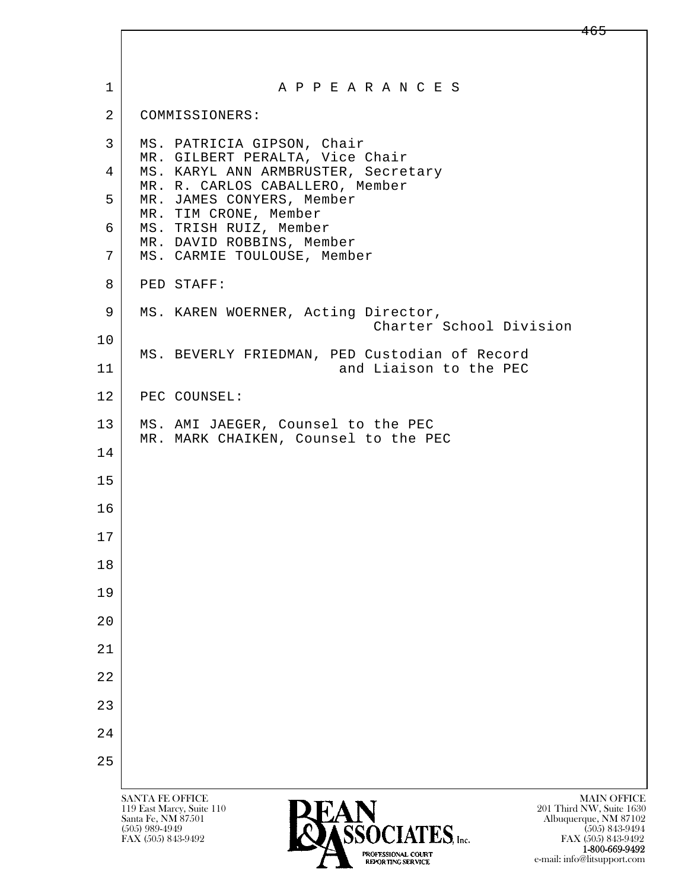# A P P E A R A N C E S

COMMISSIONERS:

MS. PATRICIA GIPSON, Chair
MR. GILBERT PERALTA, Vice Chair
MS. KARYL ANN ARMBRUSTER, Secretary
MR. R. CARLOS CABALLERO, Member
MR. JAMES CONYERS, Member
MR. TIM CRONE, Member
MS. TRISH RUIZ, Member
MR. DAVID ROBBINS, Member
MS. CARMIE TOULOUSE, Member

PED STAFF:

MS. KAREN WOERNER, Acting Director, Charter School Division

MS. BEVERLY FRIEDMAN, PED Custodian of Record and Liaison to the PEC

PEC COUNSEL:

MS. AMI JAEGER, Counsel to the PEC
MR. MARK CHAIKEN, Counsel to the PEC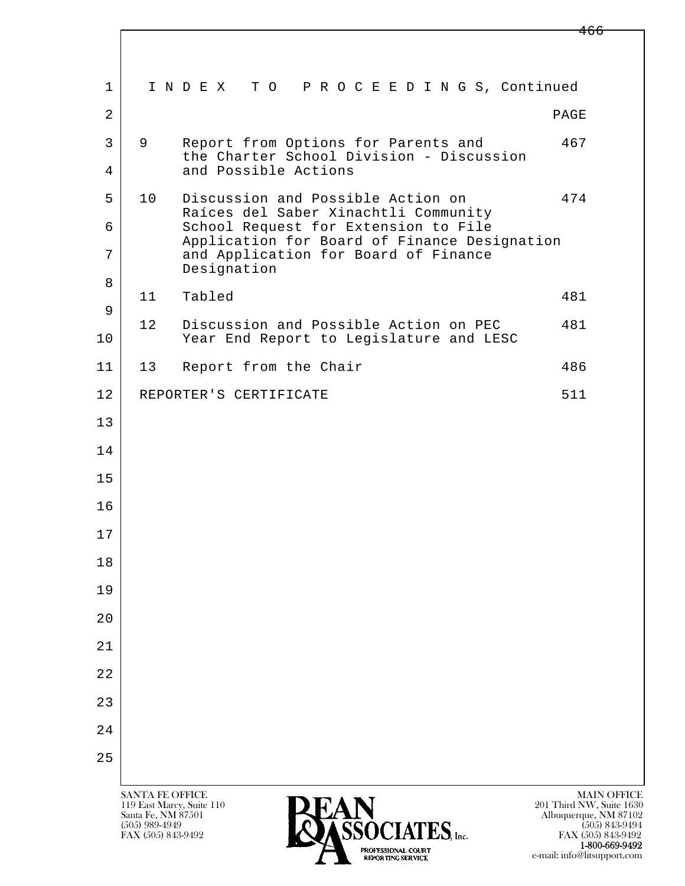# I N D E X   T O   P R O C E E D I N G S, Continued

| | | PAGE |
|---|---|---|
| 9 | Report from Options for Parents and the Charter School Division - Discussion and Possible Actions | 467 |
| 10 | Discussion and Possible Action on Raíces del Saber Xinachtli Community School Request for Extension to File Application for Board of Finance Designation and Application for Board of Finance Designation | 474 |
| 11 | Tabled | 481 |
| 12 | Discussion and Possible Action on PEC Year End Report to Legislature and LESC | 481 |
| 13 | Report from the Chair | 486 |
| | REPORTER'S CERTIFICATE | 511 |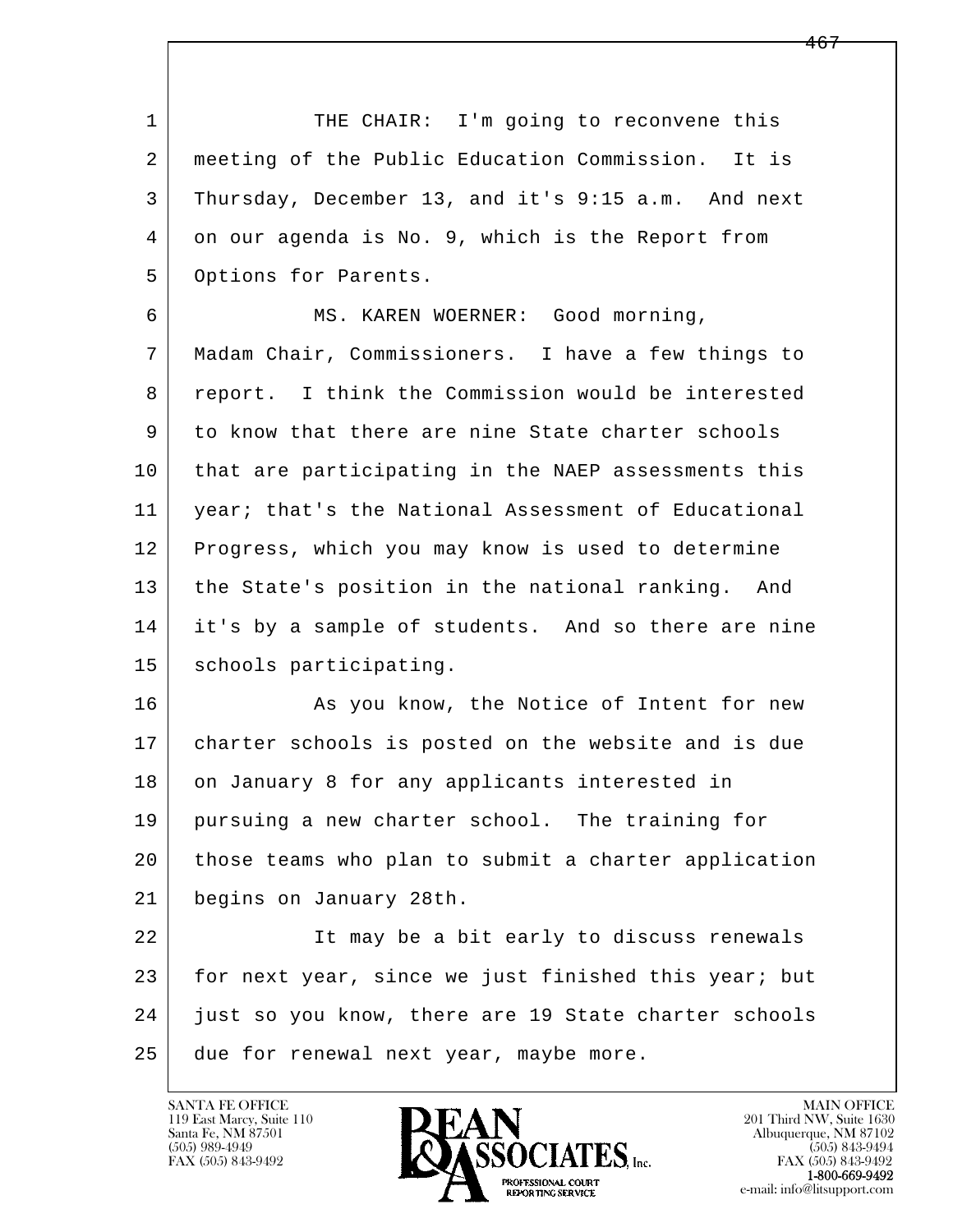THE CHAIR: I'm going to reconvene this meeting of the Public Education Commission. It is Thursday, December 13, and it's 9:15 a.m. And next on our agenda is No. 9, which is the Report from Options for Parents.

MS. KAREN WOERNER: Good morning, Madam Chair, Commissioners. I have a few things to report. I think the Commission would be interested to know that there are nine State charter schools that are participating in the NAEP assessments this year; that's the National Assessment of Educational Progress, which you may know is used to determine the State's position in the national ranking. And it's by a sample of students. And so there are nine schools participating.

As you know, the Notice of Intent for new charter schools is posted on the website and is due on January 8 for any applicants interested in pursuing a new charter school. The training for those teams who plan to submit a charter application begins on January 28th.

It may be a bit early to discuss renewals for next year, since we just finished this year; but just so you know, there are 19 State charter schools due for renewal next year, maybe more.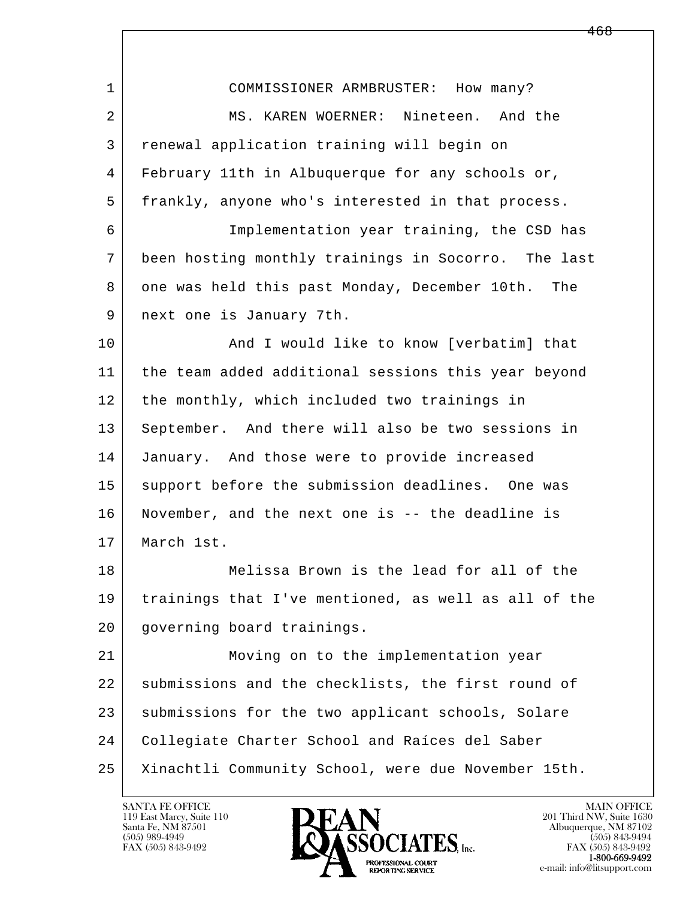1 COMMISSIONER ARMBRUSTER: How many?

2 MS. KAREN WOERNER: Nineteen. And the
3 renewal application training will begin on
4 February 11th in Albuquerque for any schools or,
5 frankly, anyone who's interested in that process.

6 Implementation year training, the CSD has
7 been hosting monthly trainings in Socorro. The last
8 one was held this past Monday, December 10th. The
9 next one is January 7th.

10 And I would like to know [verbatim] that
11 the team added additional sessions this year beyond
12 the monthly, which included two trainings in
13 September. And there will also be two sessions in
14 January. And those were to provide increased
15 support before the submission deadlines. One was
16 November, and the next one is -- the deadline is
17 March 1st.

18 Melissa Brown is the lead for all of the
19 trainings that I've mentioned, as well as all of the
20 governing board trainings.

21 Moving on to the implementation year
22 submissions and the checklists, the first round of
23 submissions for the two applicant schools, Solare
24 Collegiate Charter School and Raíces del Saber
25 Xinachtli Community School, were due November 15th.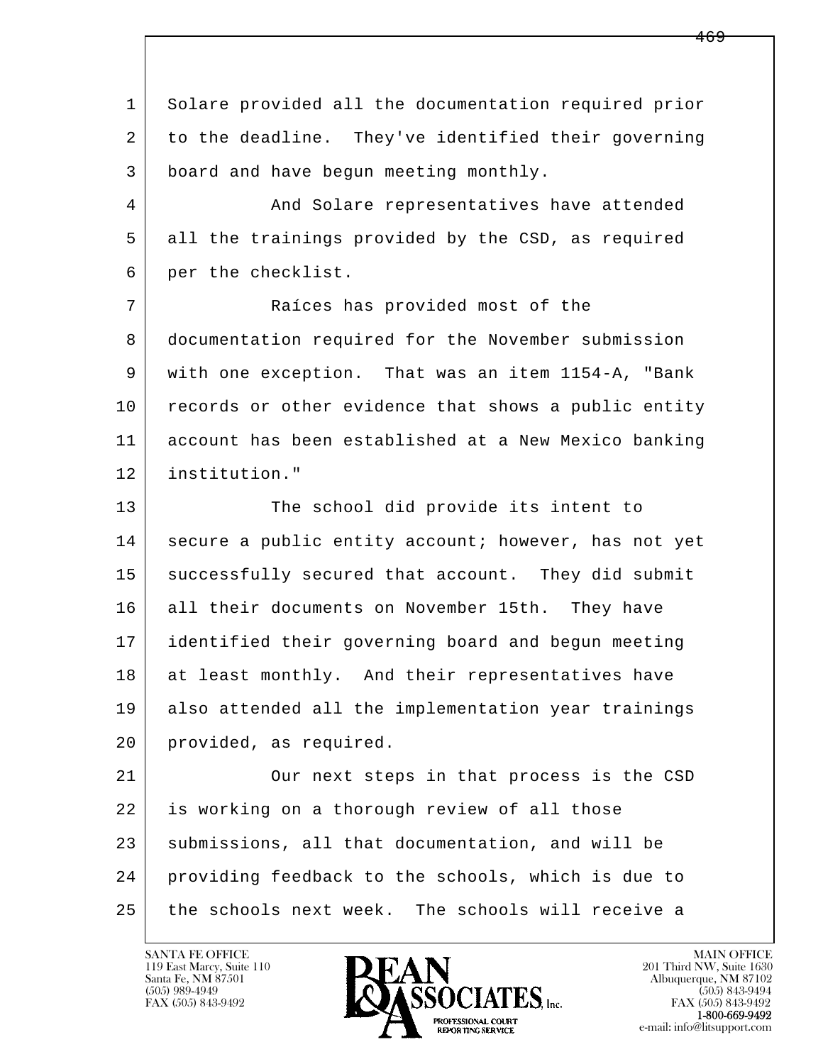Solare provided all the documentation required prior to the deadline. They've identified their governing board and have begun meeting monthly.

And Solare representatives have attended all the trainings provided by the CSD, as required per the checklist.

Raíces has provided most of the documentation required for the November submission with one exception. That was an item 1154-A, "Bank records or other evidence that shows a public entity account has been established at a New Mexico banking institution."

The school did provide its intent to secure a public entity account; however, has not yet successfully secured that account. They did submit all their documents on November 15th. They have identified their governing board and begun meeting at least monthly. And their representatives have also attended all the implementation year trainings provided, as required.

Our next steps in that process is the CSD is working on a thorough review of all those submissions, all that documentation, and will be providing feedback to the schools, which is due to the schools next week. The schools will receive a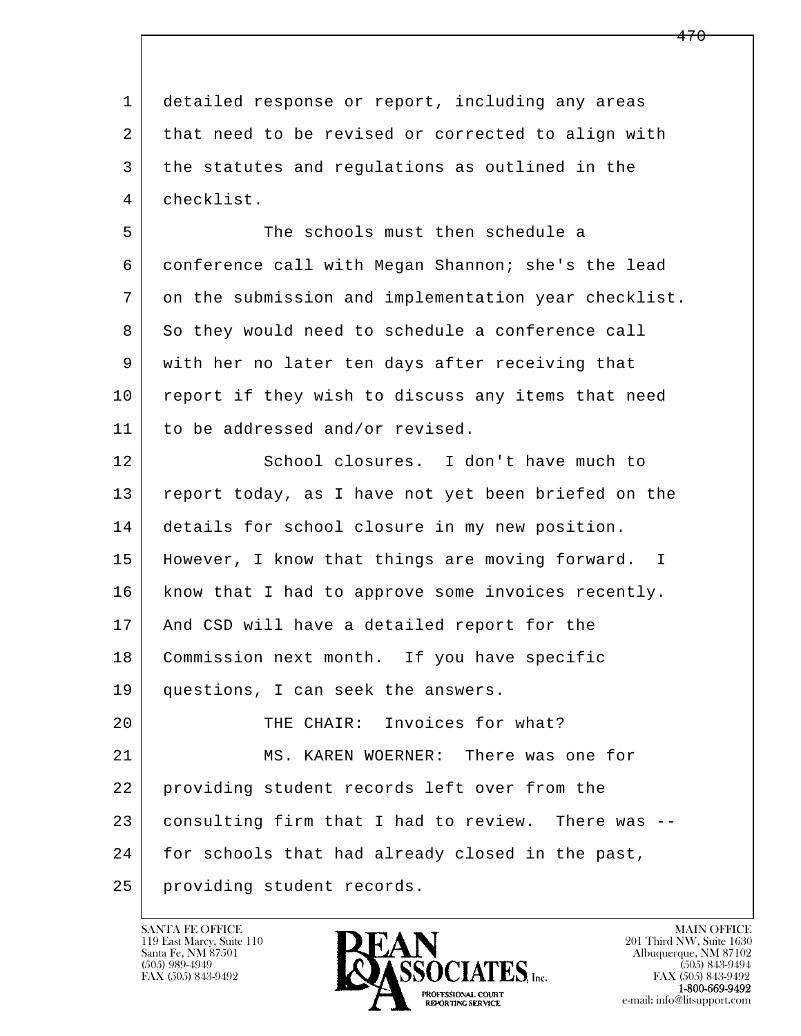detailed response or report, including any areas that need to be revised or corrected to align with the statutes and regulations as outlined in the checklist.

The schools must then schedule a conference call with Megan Shannon; she's the lead on the submission and implementation year checklist. So they would need to schedule a conference call with her no later ten days after receiving that report if they wish to discuss any items that need to be addressed and/or revised.

School closures. I don't have much to report today, as I have not yet been briefed on the details for school closure in my new position. However, I know that things are moving forward. I know that I had to approve some invoices recently. And CSD will have a detailed report for the Commission next month. If you have specific questions, I can seek the answers.

THE CHAIR: Invoices for what?

MS. KAREN WOERNER: There was one for providing student records left over from the consulting firm that I had to review. There was -- for schools that had already closed in the past, providing student records.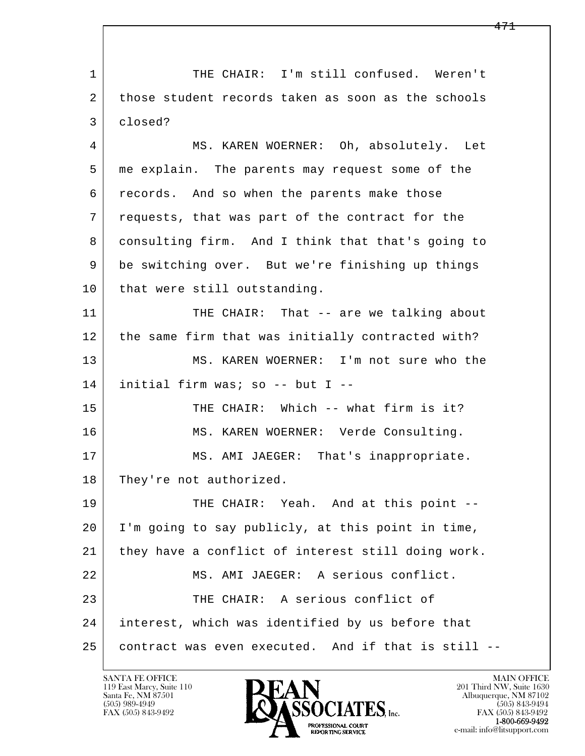1 THE CHAIR: I'm still confused. Weren't
2 those student records taken as soon as the schools
3 closed?
4 MS. KAREN WOERNER: Oh, absolutely. Let
5 me explain. The parents may request some of the
6 records. And so when the parents make those
7 requests, that was part of the contract for the
8 consulting firm. And I think that that's going to
9 be switching over. But we're finishing up things
10 that were still outstanding.
11 THE CHAIR: That -- are we talking about
12 the same firm that was initially contracted with?
13 MS. KAREN WOERNER: I'm not sure who the
14 initial firm was; so -- but I --
15 THE CHAIR: Which -- what firm is it?
16 MS. KAREN WOERNER: Verde Consulting.
17 MS. AMI JAEGER: That's inappropriate.
18 They're not authorized.
19 THE CHAIR: Yeah. And at this point --
20 I'm going to say publicly, at this point in time,
21 they have a conflict of interest still doing work.
22 MS. AMI JAEGER: A serious conflict.
23 THE CHAIR: A serious conflict of
24 interest, which was identified by us before that
25 contract was even executed. And if that is still --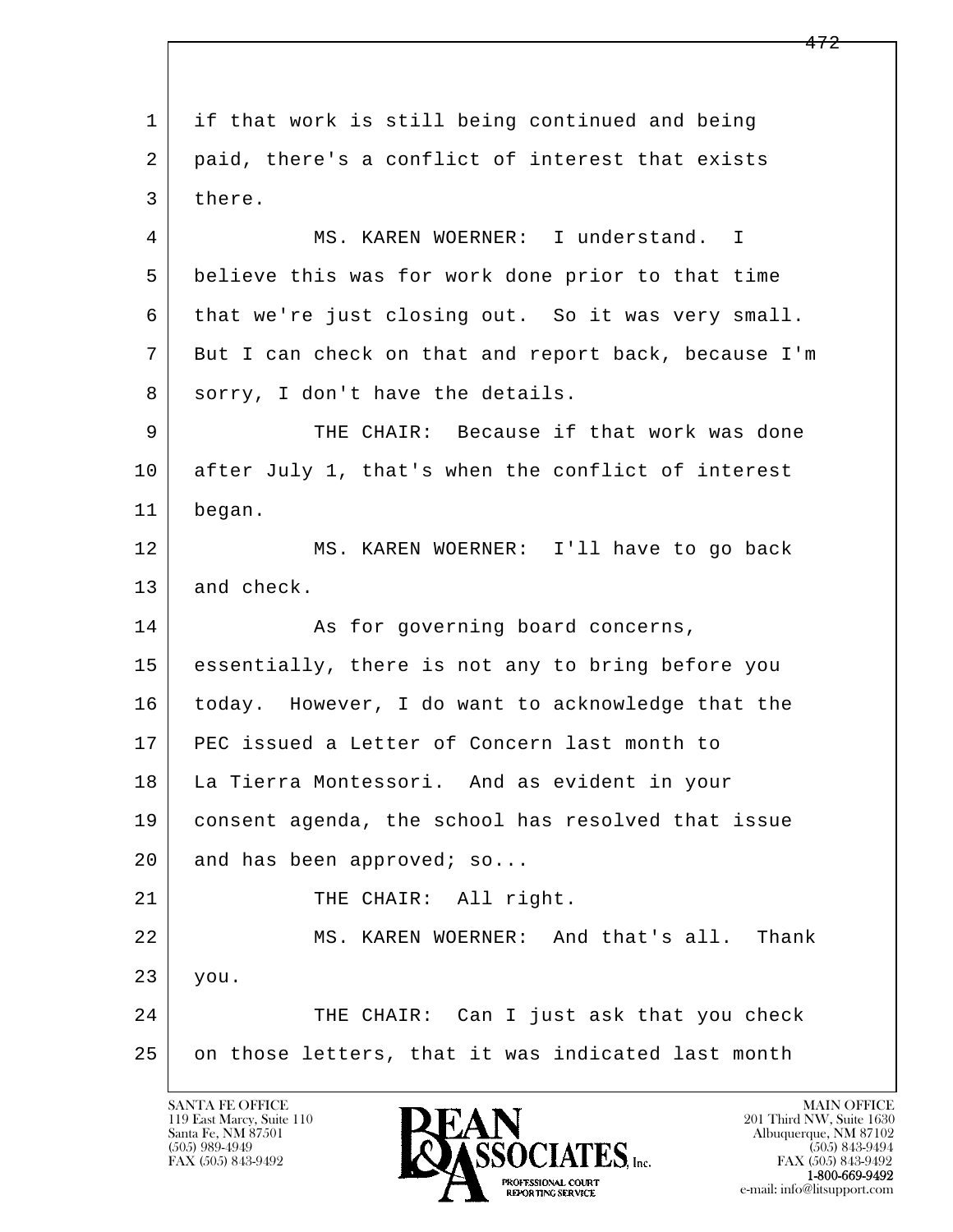1 if that work is still being continued and being
2 paid, there's a conflict of interest that exists
3 there.

4 MS. KAREN WOERNER: I understand. I
5 believe this was for work done prior to that time
6 that we're just closing out. So it was very small.
7 But I can check on that and report back, because I'm
8 sorry, I don't have the details.

9 THE CHAIR: Because if that work was done
10 after July 1, that's when the conflict of interest
11 began.

12 MS. KAREN WOERNER: I'll have to go back
13 and check.

14 As for governing board concerns,
15 essentially, there is not any to bring before you
16 today. However, I do want to acknowledge that the
17 PEC issued a Letter of Concern last month to
18 La Tierra Montessori. And as evident in your
19 consent agenda, the school has resolved that issue
20 and has been approved; so...

21 THE CHAIR: All right.

22 MS. KAREN WOERNER: And that's all. Thank
23 you.

24 THE CHAIR: Can I just ask that you check
25 on those letters, that it was indicated last month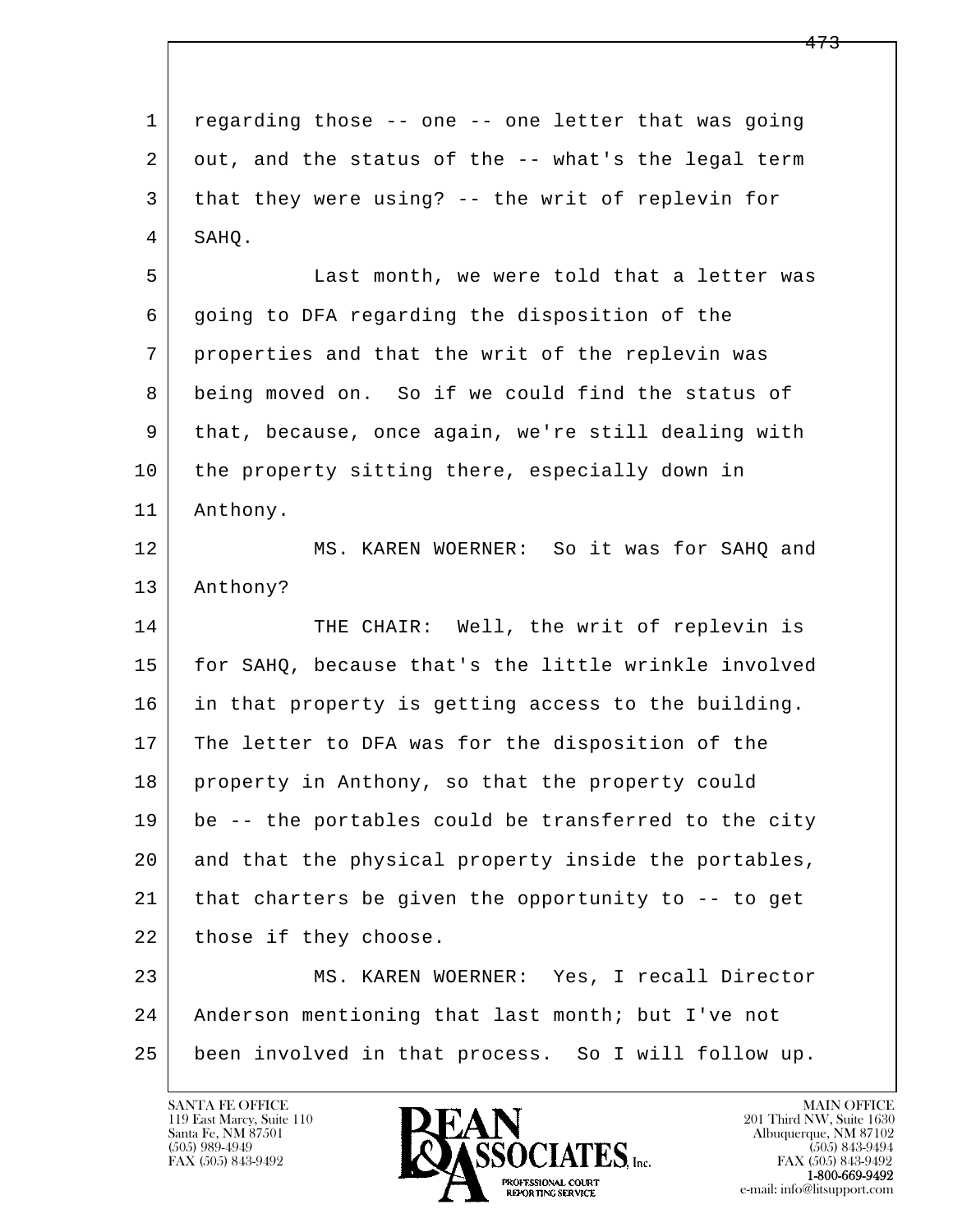regarding those -- one -- one letter that was going out, and the status of the -- what's the legal term that they were using? -- the writ of replevin for SAHQ.

Last month, we were told that a letter was going to DFA regarding the disposition of the properties and that the writ of the replevin was being moved on. So if we could find the status of that, because, once again, we're still dealing with the property sitting there, especially down in Anthony.

MS. KAREN WOERNER: So it was for SAHQ and Anthony?

THE CHAIR: Well, the writ of replevin is for SAHQ, because that's the little wrinkle involved in that property is getting access to the building. The letter to DFA was for the disposition of the property in Anthony, so that the property could be -- the portables could be transferred to the city and that the physical property inside the portables, that charters be given the opportunity to -- to get those if they choose.

MS. KAREN WOERNER: Yes, I recall Director Anderson mentioning that last month; but I've not been involved in that process. So I will follow up.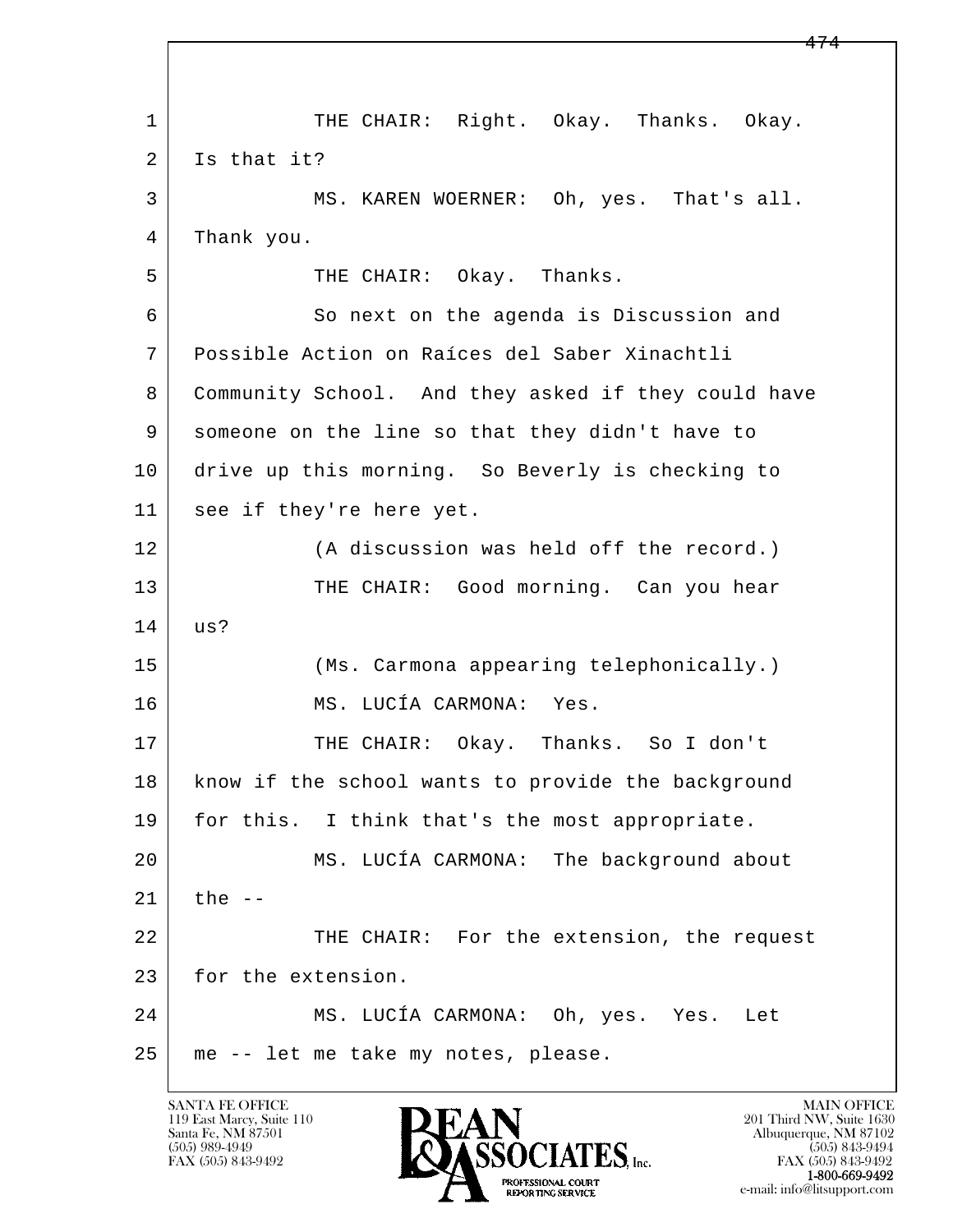1 THE CHAIR: Right. Okay. Thanks. Okay.
2 Is that it?
3 MS. KAREN WOERNER: Oh, yes. That's all.
4 Thank you.
5 THE CHAIR: Okay. Thanks.
6 So next on the agenda is Discussion and
7 Possible Action on Raíces del Saber Xinachtli
8 Community School. And they asked if they could have
9 someone on the line so that they didn't have to
10 drive up this morning. So Beverly is checking to
11 see if they're here yet.
12 (A discussion was held off the record.)
13 THE CHAIR: Good morning. Can you hear
14 us?
15 (Ms. Carmona appearing telephonically.)
16 MS. LUCÍA CARMONA: Yes.
17 THE CHAIR: Okay. Thanks. So I don't
18 know if the school wants to provide the background
19 for this. I think that's the most appropriate.
20 MS. LUCÍA CARMONA: The background about
21 the --
22 THE CHAIR: For the extension, the request
23 for the extension.
24 MS. LUCÍA CARMONA: Oh, yes. Yes. Let
25 me -- let me take my notes, please.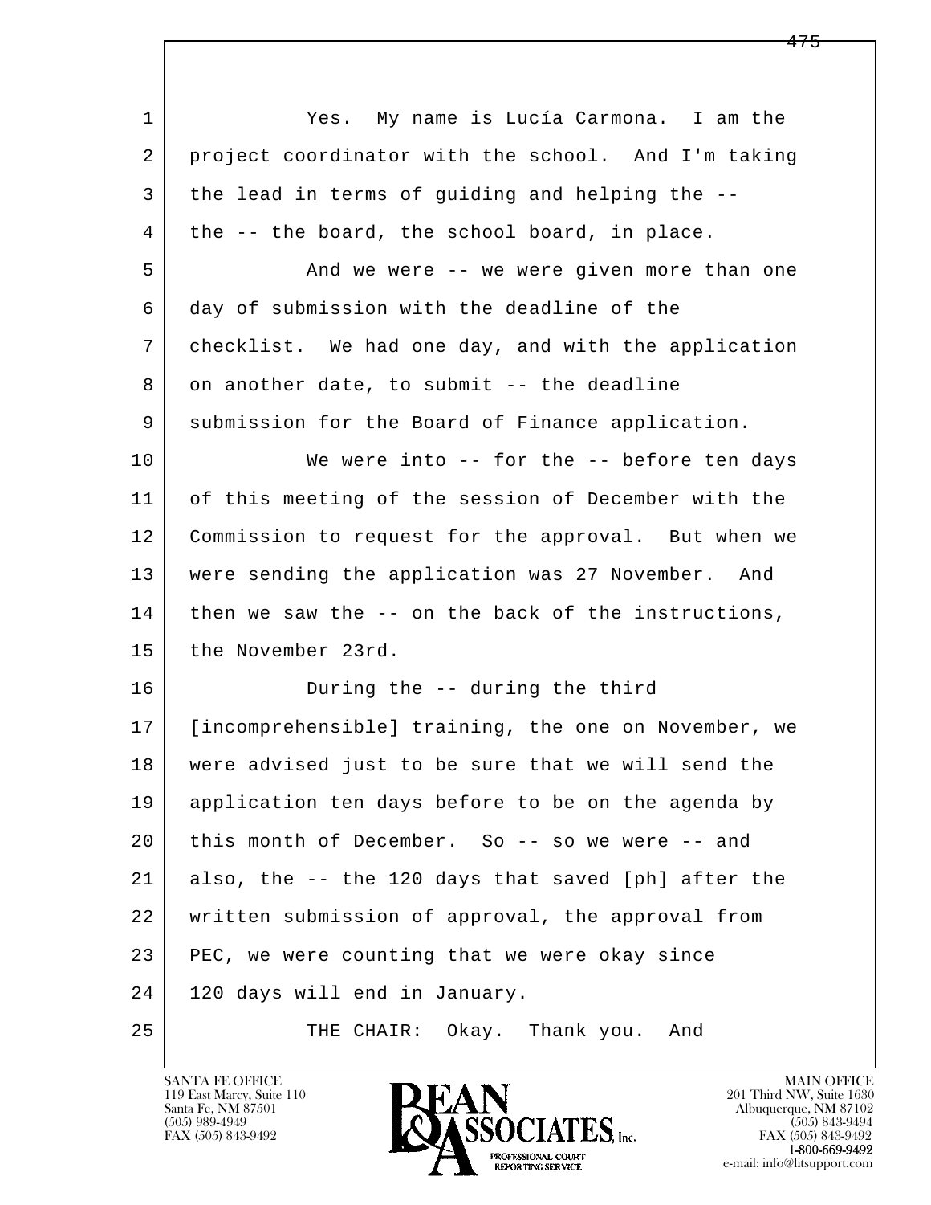Yes. My name is Lucía Carmona. I am the project coordinator with the school. And I'm taking the lead in terms of guiding and helping the -- the -- the board, the school board, in place.

And we were -- we were given more than one day of submission with the deadline of the checklist. We had one day, and with the application on another date, to submit -- the deadline submission for the Board of Finance application.

We were into -- for the -- before ten days of this meeting of the session of December with the Commission to request for the approval. But when we were sending the application was 27 November. And then we saw the -- on the back of the instructions, the November 23rd.

During the -- during the third [incomprehensible] training, the one on November, we were advised just to be sure that we will send the application ten days before to be on the agenda by this month of December. So -- so we were -- and also, the -- the 120 days that saved [ph] after the written submission of approval, the approval from PEC, we were counting that we were okay since 120 days will end in January.

THE CHAIR: Okay. Thank you. And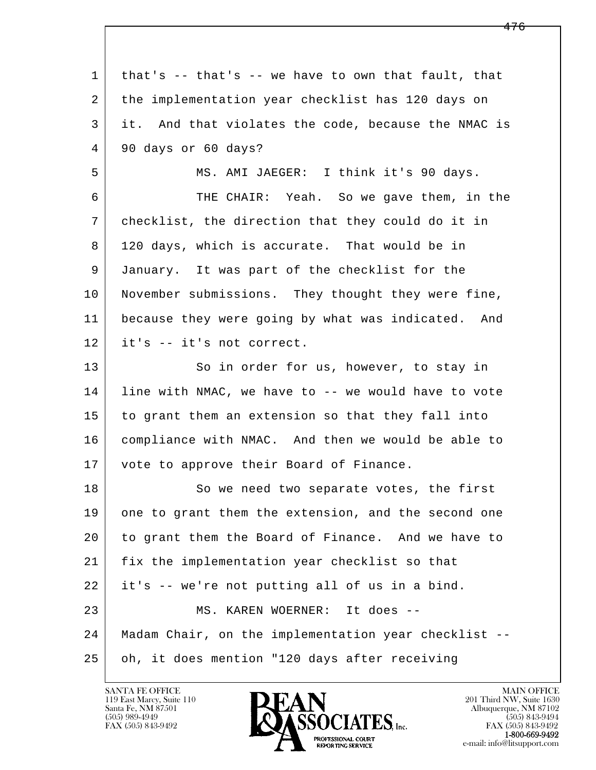that's -- that's -- we have to own that fault, that the implementation year checklist has 120 days on it. And that violates the code, because the NMAC is 90 days or 60 days?

MS. AMI JAEGER: I think it's 90 days.

THE CHAIR: Yeah. So we gave them, in the checklist, the direction that they could do it in 120 days, which is accurate. That would be in January. It was part of the checklist for the November submissions. They thought they were fine, because they were going by what was indicated. And it's -- it's not correct.

So in order for us, however, to stay in line with NMAC, we have to -- we would have to vote to grant them an extension so that they fall into compliance with NMAC. And then we would be able to vote to approve their Board of Finance.

So we need two separate votes, the first one to grant them the extension, and the second one to grant them the Board of Finance. And we have to fix the implementation year checklist so that it's -- we're not putting all of us in a bind.

MS. KAREN WOERNER: It does -- Madam Chair, on the implementation year checklist -- oh, it does mention "120 days after receiving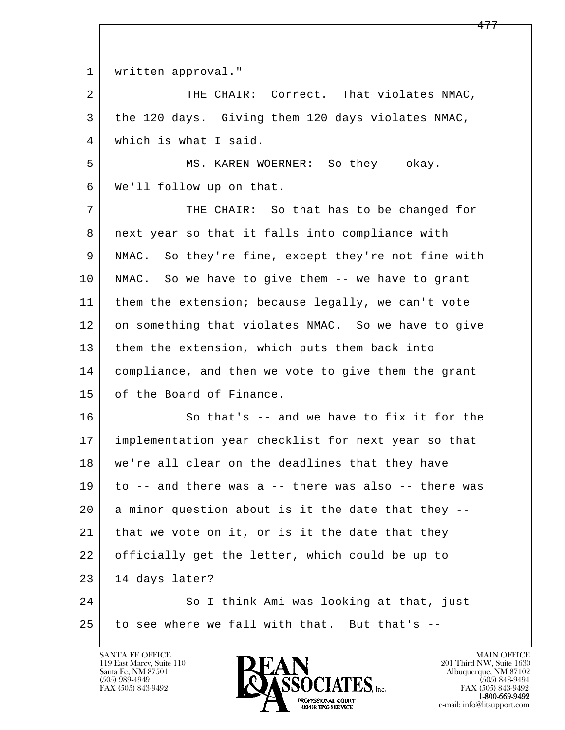written approval."

THE CHAIR: Correct. That violates NMAC, the 120 days. Giving them 120 days violates NMAC, which is what I said.

MS. KAREN WOERNER: So they -- okay. We'll follow up on that.

THE CHAIR: So that has to be changed for next year so that it falls into compliance with NMAC. So they're fine, except they're not fine with NMAC. So we have to give them -- we have to grant them the extension; because legally, we can't vote on something that violates NMAC. So we have to give them the extension, which puts them back into compliance, and then we vote to give them the grant of the Board of Finance.

So that's -- and we have to fix it for the implementation year checklist for next year so that we're all clear on the deadlines that they have to -- and there was a -- there was also -- there was a minor question about is it the date that they -- that we vote on it, or is it the date that they officially get the letter, which could be up to 14 days later?

So I think Ami was looking at that, just to see where we fall with that. But that's --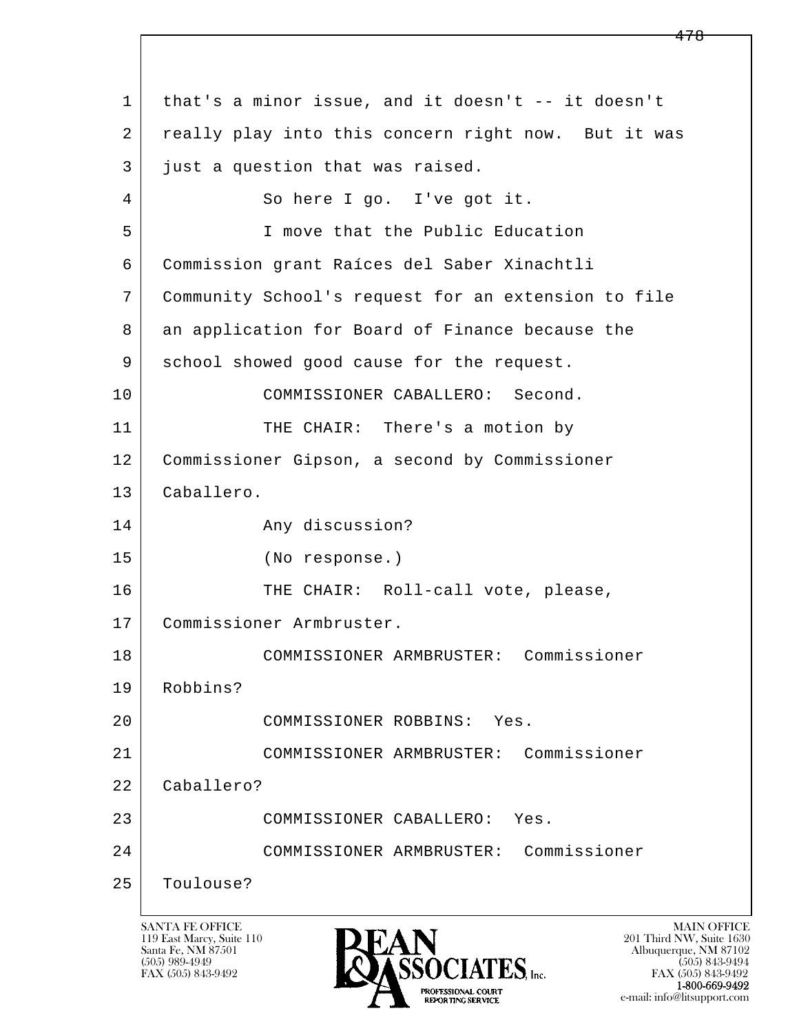1 that's a minor issue, and it doesn't -- it doesn't
2 really play into this concern right now. But it was
3 just a question that was raised.

4 So here I go. I've got it.

5 I move that the Public Education
6 Commission grant Raíces del Saber Xinachtli
7 Community School's request for an extension to file
8 an application for Board of Finance because the
9 school showed good cause for the request.

10 COMMISSIONER CABALLERO: Second.

11 THE CHAIR: There's a motion by
12 Commissioner Gipson, a second by Commissioner
13 Caballero.

14 Any discussion?

15 (No response.)

16 THE CHAIR: Roll-call vote, please,
17 Commissioner Armbruster.

18 COMMISSIONER ARMBRUSTER: Commissioner
19 Robbins?

20 COMMISSIONER ROBBINS: Yes.

21 COMMISSIONER ARMBRUSTER: Commissioner
22 Caballero?

23 COMMISSIONER CABALLERO: Yes.

24 COMMISSIONER ARMBRUSTER: Commissioner
25 Toulouse?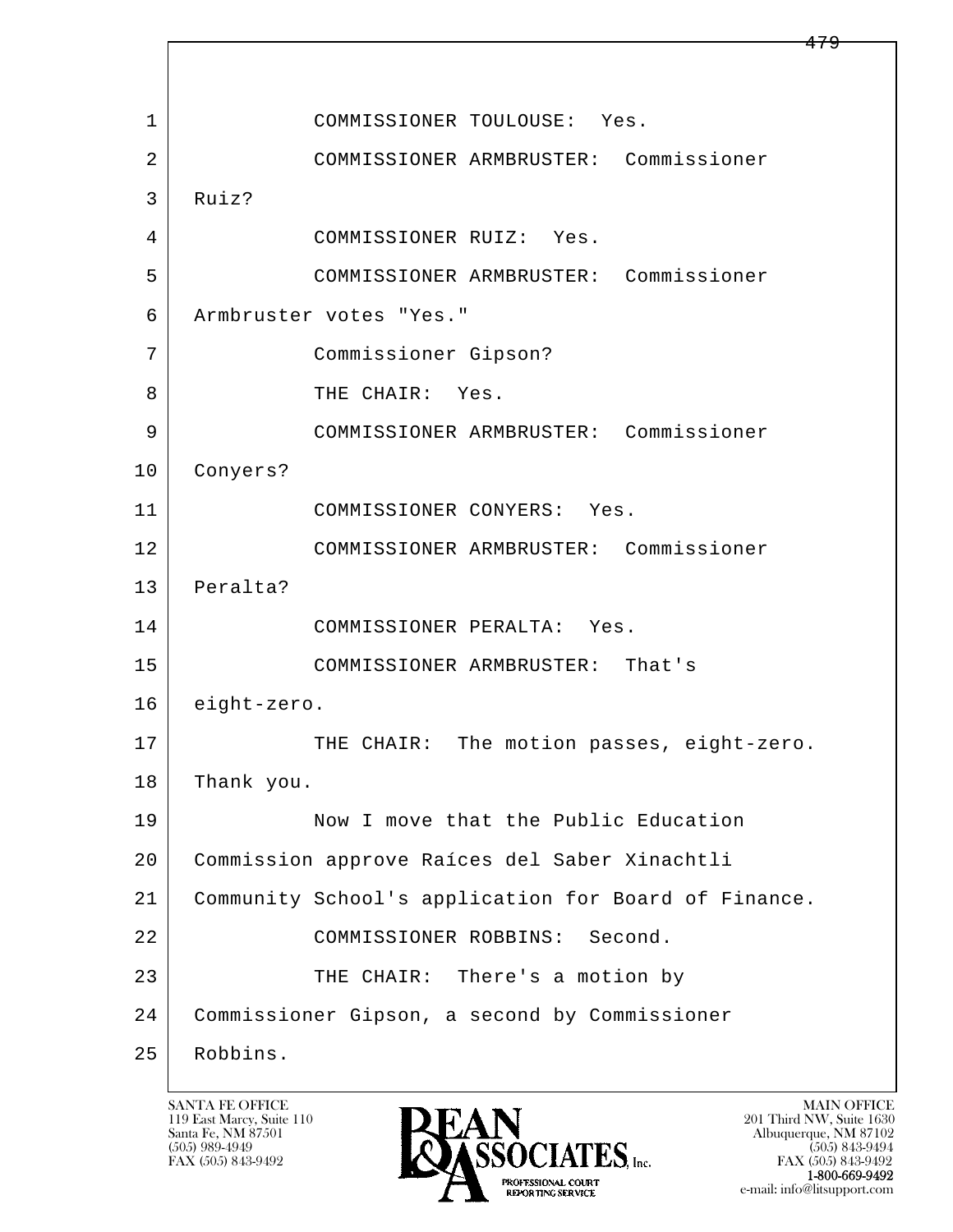COMMISSIONER TOULOUSE: Yes.

COMMISSIONER ARMBRUSTER: Commissioner Ruiz?

COMMISSIONER RUIZ: Yes.

COMMISSIONER ARMBRUSTER: Commissioner Armbruster votes "Yes."

Commissioner Gipson?

THE CHAIR: Yes.

COMMISSIONER ARMBRUSTER: Commissioner Conyers?

COMMISSIONER CONYERS: Yes.

COMMISSIONER ARMBRUSTER: Commissioner Peralta?

COMMISSIONER PERALTA: Yes.

COMMISSIONER ARMBRUSTER: That's eight-zero.

THE CHAIR: The motion passes, eight-zero. Thank you.

Now I move that the Public Education Commission approve Raíces del Saber Xinachtli Community School's application for Board of Finance.

COMMISSIONER ROBBINS: Second.

THE CHAIR: There's a motion by Commissioner Gipson, a second by Commissioner Robbins.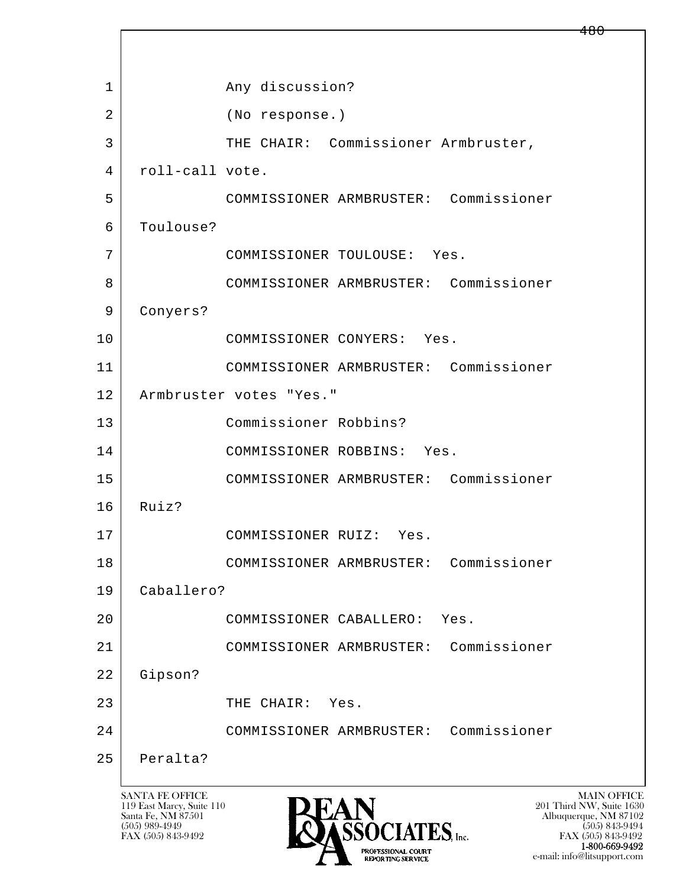1 Any discussion?

2 (No response.)

3 THE CHAIR: Commissioner Armbruster,

4 roll-call vote.

5 COMMISSIONER ARMBRUSTER: Commissioner

6 Toulouse?

7 COMMISSIONER TOULOUSE: Yes.

8 COMMISSIONER ARMBRUSTER: Commissioner

9 Conyers?

10 COMMISSIONER CONYERS: Yes.

11 COMMISSIONER ARMBRUSTER: Commissioner

12 Armbruster votes "Yes."

13 Commissioner Robbins?

14 COMMISSIONER ROBBINS: Yes.

15 COMMISSIONER ARMBRUSTER: Commissioner

16 Ruiz?

17 COMMISSIONER RUIZ: Yes.

18 COMMISSIONER ARMBRUSTER: Commissioner

19 Caballero?

20 COMMISSIONER CABALLERO: Yes.

21 COMMISSIONER ARMBRUSTER: Commissioner

22 Gipson?

23 THE CHAIR: Yes.

24 COMMISSIONER ARMBRUSTER: Commissioner

25 Peralta?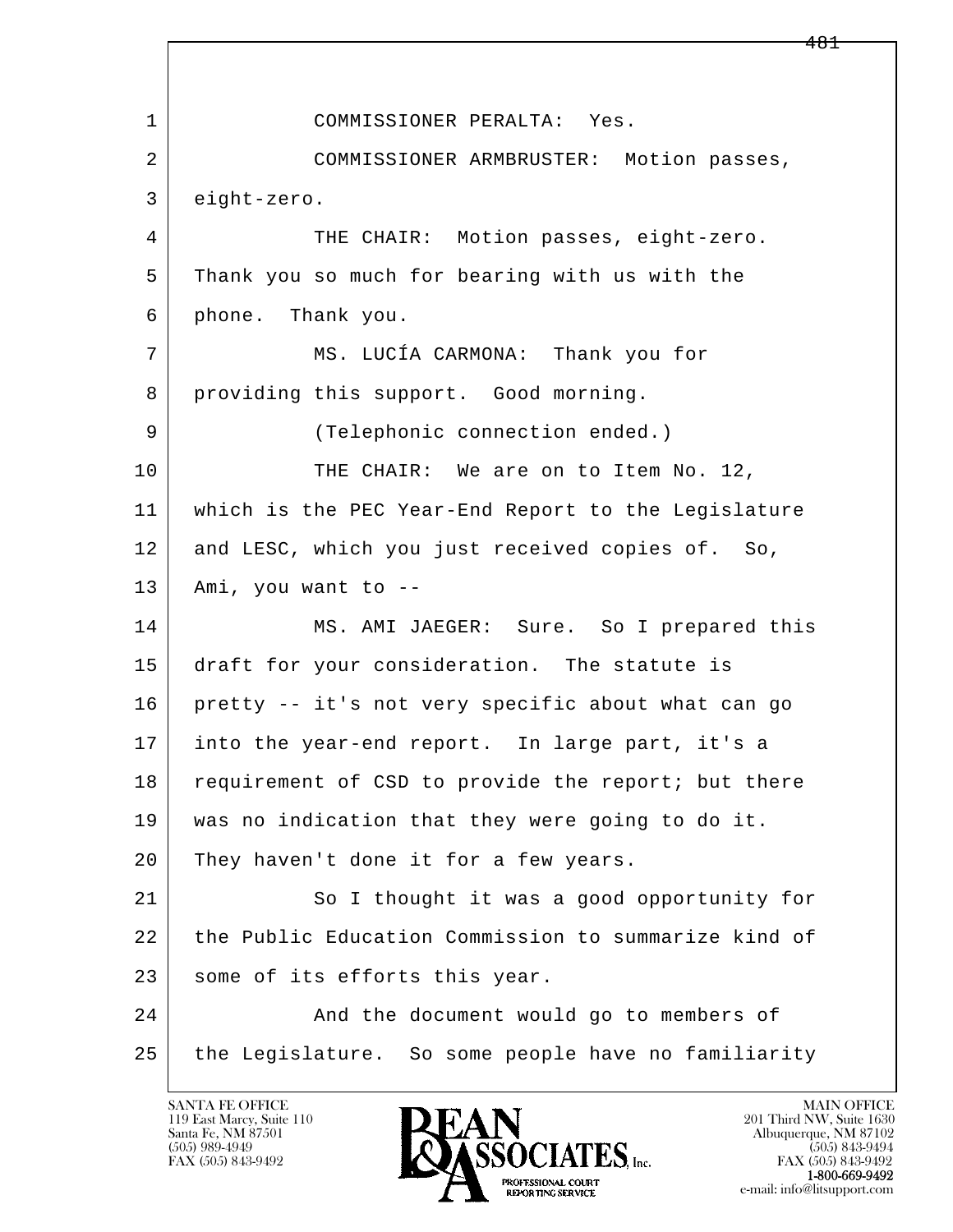1 COMMISSIONER PERALTA: Yes.

2 COMMISSIONER ARMBRUSTER: Motion passes,

3 eight-zero.

4 THE CHAIR: Motion passes, eight-zero.

5 Thank you so much for bearing with us with the

6 phone. Thank you.

7 MS. LUCÍA CARMONA: Thank you for

8 providing this support. Good morning.

9 (Telephonic connection ended.)

10 THE CHAIR: We are on to Item No. 12,

11 which is the PEC Year-End Report to the Legislature

12 and LESC, which you just received copies of. So,

13 Ami, you want to --

14 MS. AMI JAEGER: Sure. So I prepared this

15 draft for your consideration. The statute is

16 pretty -- it's not very specific about what can go

17 into the year-end report. In large part, it's a

18 requirement of CSD to provide the report; but there

19 was no indication that they were going to do it.

20 They haven't done it for a few years.

21 So I thought it was a good opportunity for

22 the Public Education Commission to summarize kind of

23 some of its efforts this year.

24 And the document would go to members of

25 the Legislature. So some people have no familiarity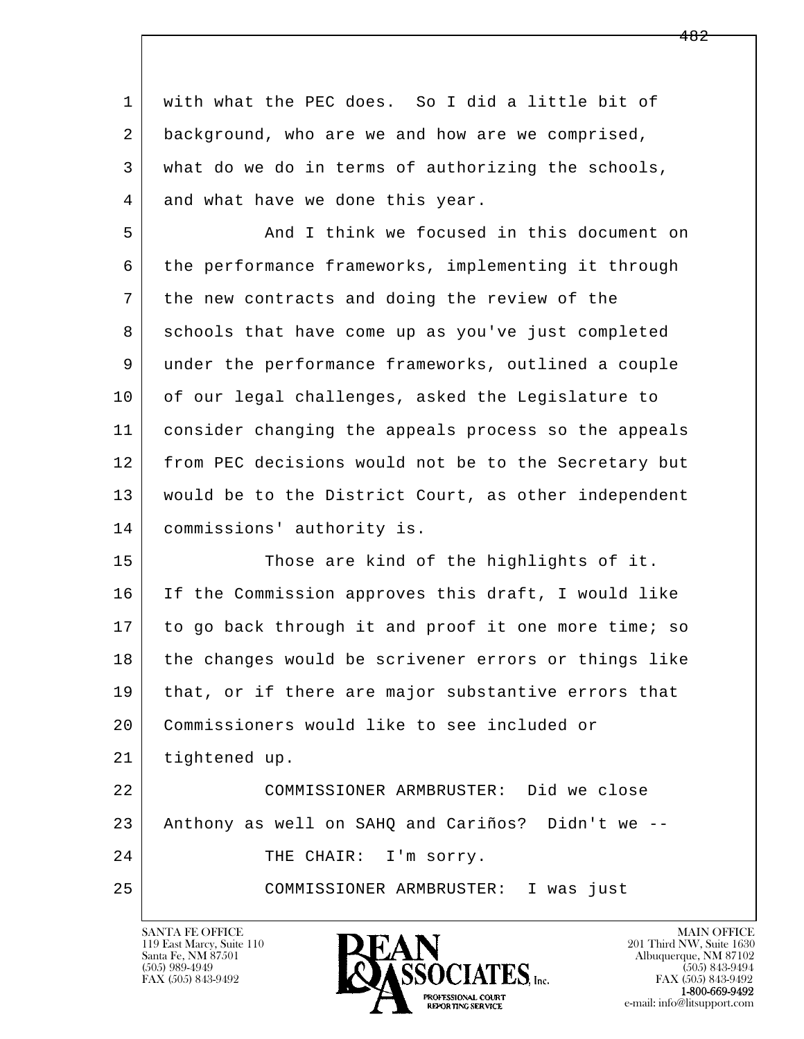with what the PEC does. So I did a little bit of background, who are we and how are we comprised, what do we do in terms of authorizing the schools, and what have we done this year.

And I think we focused in this document on the performance frameworks, implementing it through the new contracts and doing the review of the schools that have come up as you've just completed under the performance frameworks, outlined a couple of our legal challenges, asked the Legislature to consider changing the appeals process so the appeals from PEC decisions would not be to the Secretary but would be to the District Court, as other independent commissions' authority is.

Those are kind of the highlights of it. If the Commission approves this draft, I would like to go back through it and proof it one more time; so the changes would be scrivener errors or things like that, or if there are major substantive errors that Commissioners would like to see included or tightened up.

COMMISSIONER ARMBRUSTER: Did we close Anthony as well on SAHQ and Cariños? Didn't we --

THE CHAIR: I'm sorry.

COMMISSIONER ARMBRUSTER: I was just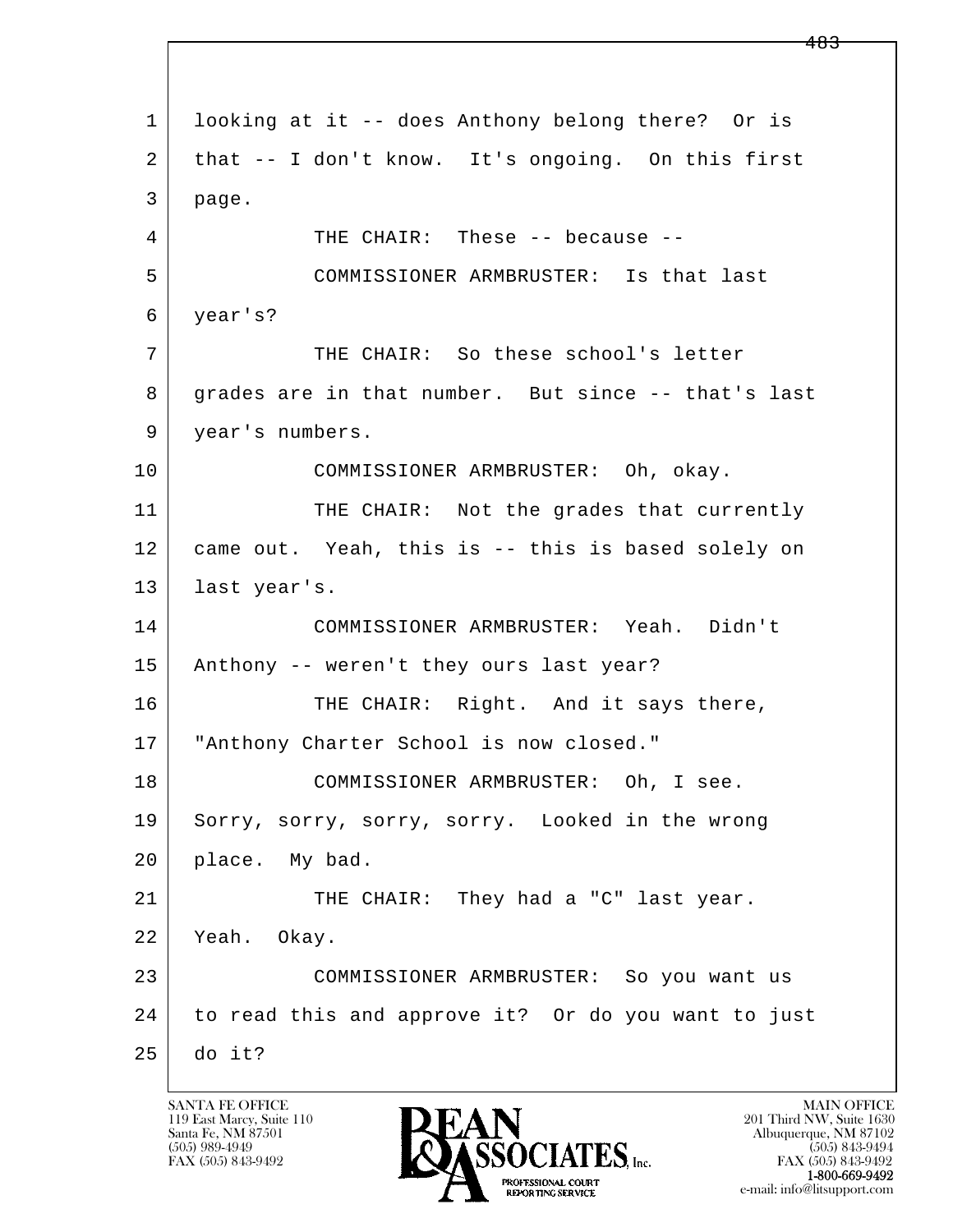1 looking at it -- does Anthony belong there? Or is
2 that -- I don't know. It's ongoing. On this first
3 page.
4 THE CHAIR: These -- because --
5 COMMISSIONER ARMBRUSTER: Is that last
6 year's?
7 THE CHAIR: So these school's letter
8 grades are in that number. But since -- that's last
9 year's numbers.
10 COMMISSIONER ARMBRUSTER: Oh, okay.
11 THE CHAIR: Not the grades that currently
12 came out. Yeah, this is -- this is based solely on
13 last year's.
14 COMMISSIONER ARMBRUSTER: Yeah. Didn't
15 Anthony -- weren't they ours last year?
16 THE CHAIR: Right. And it says there,
17 "Anthony Charter School is now closed."
18 COMMISSIONER ARMBRUSTER: Oh, I see.
19 Sorry, sorry, sorry, sorry. Looked in the wrong
20 place. My bad.
21 THE CHAIR: They had a "C" last year.
22 Yeah. Okay.
23 COMMISSIONER ARMBRUSTER: So you want us
24 to read this and approve it? Or do you want to just
25 do it?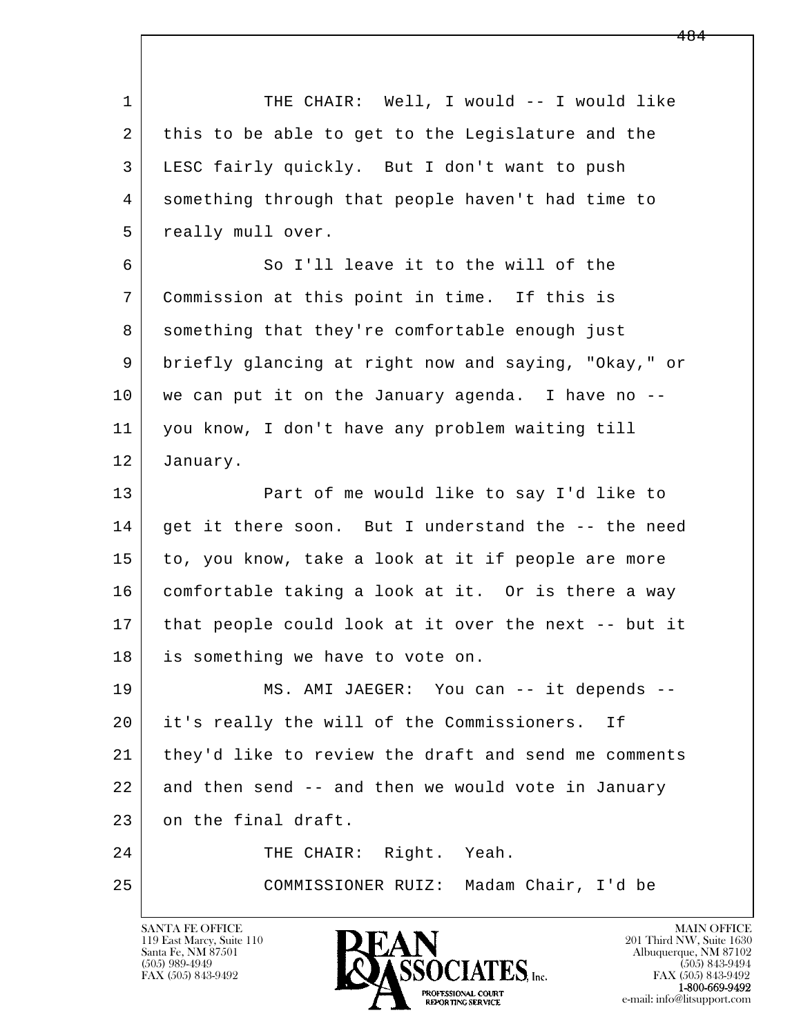THE CHAIR: Well, I would -- I would like this to be able to get to the Legislature and the LESC fairly quickly. But I don't want to push something through that people haven't had time to really mull over.

So I'll leave it to the will of the Commission at this point in time. If this is something that they're comfortable enough just briefly glancing at right now and saying, "Okay," or we can put it on the January agenda. I have no -- you know, I don't have any problem waiting till January.

Part of me would like to say I'd like to get it there soon. But I understand the -- the need to, you know, take a look at it if people are more comfortable taking a look at it. Or is there a way that people could look at it over the next -- but it is something we have to vote on.

MS. AMI JAEGER: You can -- it depends -- it's really the will of the Commissioners. If they'd like to review the draft and send me comments and then send -- and then we would vote in January on the final draft.

THE CHAIR: Right. Yeah.

COMMISSIONER RUIZ: Madam Chair, I'd be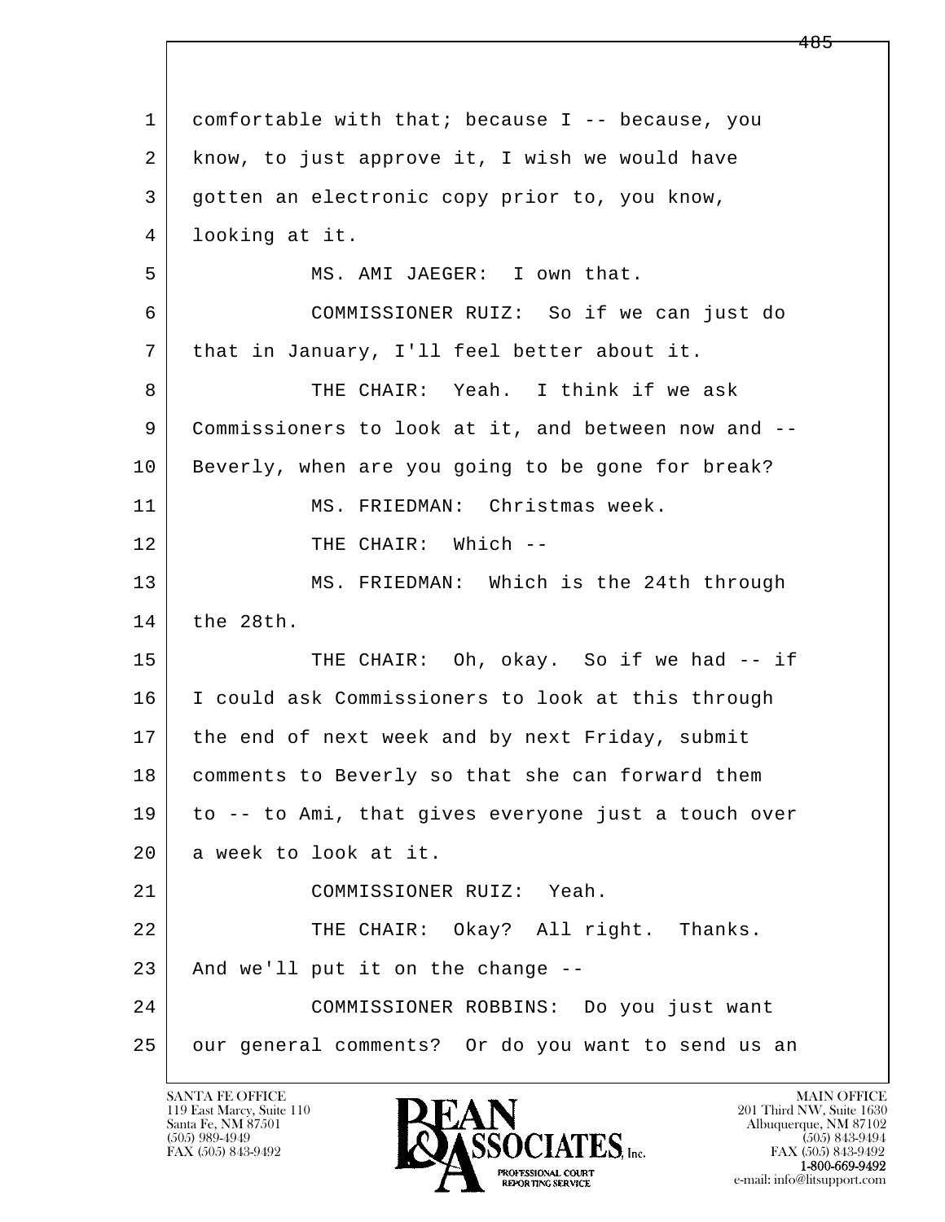1 comfortable with that; because I -- because, you
2 know, to just approve it, I wish we would have
3 gotten an electronic copy prior to, you know,
4 looking at it.
5 MS. AMI JAEGER: I own that.
6 COMMISSIONER RUIZ: So if we can just do
7 that in January, I'll feel better about it.
8 THE CHAIR: Yeah. I think if we ask
9 Commissioners to look at it, and between now and --
10 Beverly, when are you going to be gone for break?
11 MS. FRIEDMAN: Christmas week.
12 THE CHAIR: Which --
13 MS. FRIEDMAN: Which is the 24th through
14 the 28th.
15 THE CHAIR: Oh, okay. So if we had -- if
16 I could ask Commissioners to look at this through
17 the end of next week and by next Friday, submit
18 comments to Beverly so that she can forward them
19 to -- to Ami, that gives everyone just a touch over
20 a week to look at it.
21 COMMISSIONER RUIZ: Yeah.
22 THE CHAIR: Okay? All right. Thanks.
23 And we'll put it on the change --
24 COMMISSIONER ROBBINS: Do you just want
25 our general comments? Or do you want to send us an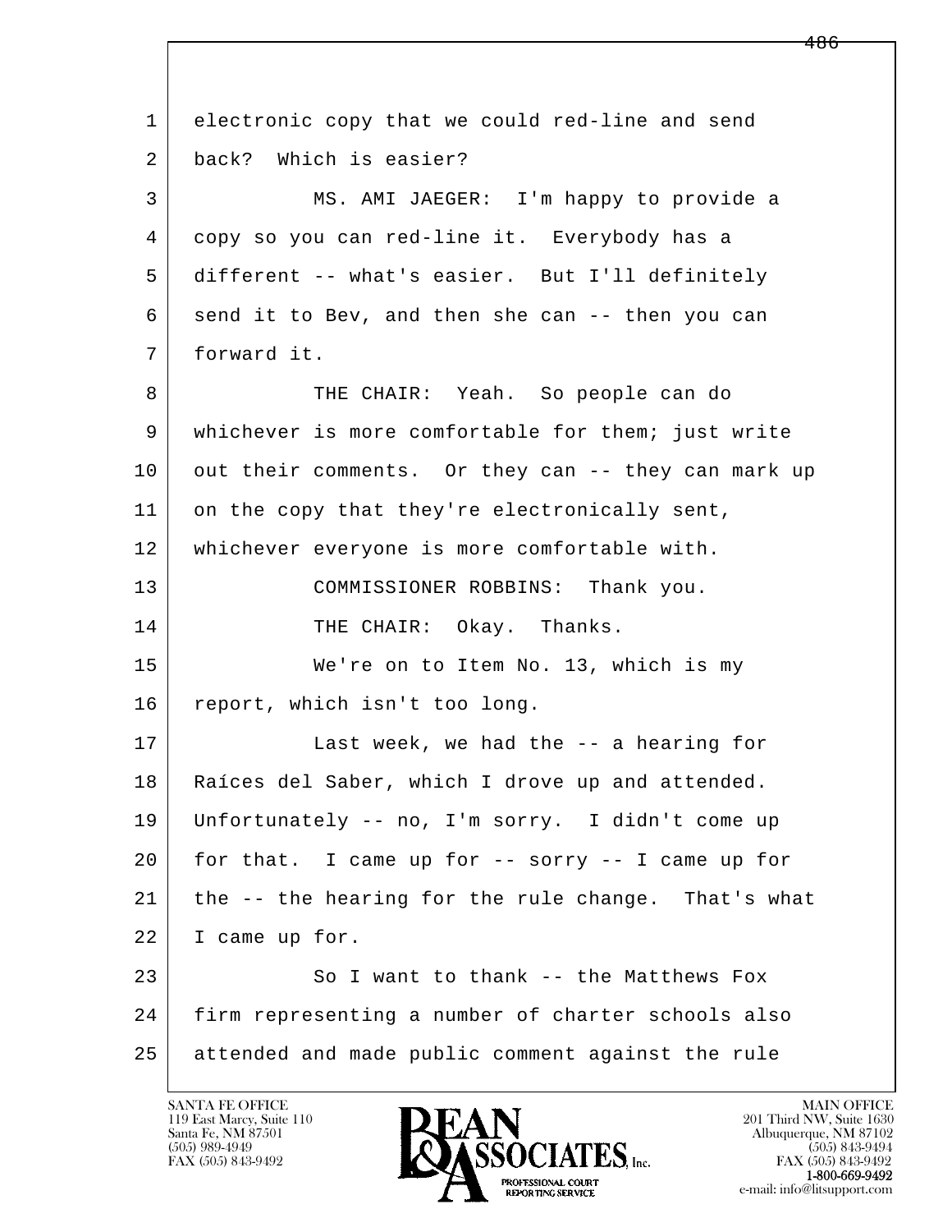1 electronic copy that we could red-line and send
2 back? Which is easier?
3 MS. AMI JAEGER: I'm happy to provide a
4 copy so you can red-line it. Everybody has a
5 different -- what's easier. But I'll definitely
6 send it to Bev, and then she can -- then you can
7 forward it.
8 THE CHAIR: Yeah. So people can do
9 whichever is more comfortable for them; just write
10 out their comments. Or they can -- they can mark up
11 on the copy that they're electronically sent,
12 whichever everyone is more comfortable with.
13 COMMISSIONER ROBBINS: Thank you.
14 THE CHAIR: Okay. Thanks.
15 We're on to Item No. 13, which is my
16 report, which isn't too long.
17 Last week, we had the -- a hearing for
18 Raíces del Saber, which I drove up and attended.
19 Unfortunately -- no, I'm sorry. I didn't come up
20 for that. I came up for -- sorry -- I came up for
21 the -- the hearing for the rule change. That's what
22 I came up for.
23 So I want to thank -- the Matthews Fox
24 firm representing a number of charter schools also
25 attended and made public comment against the rule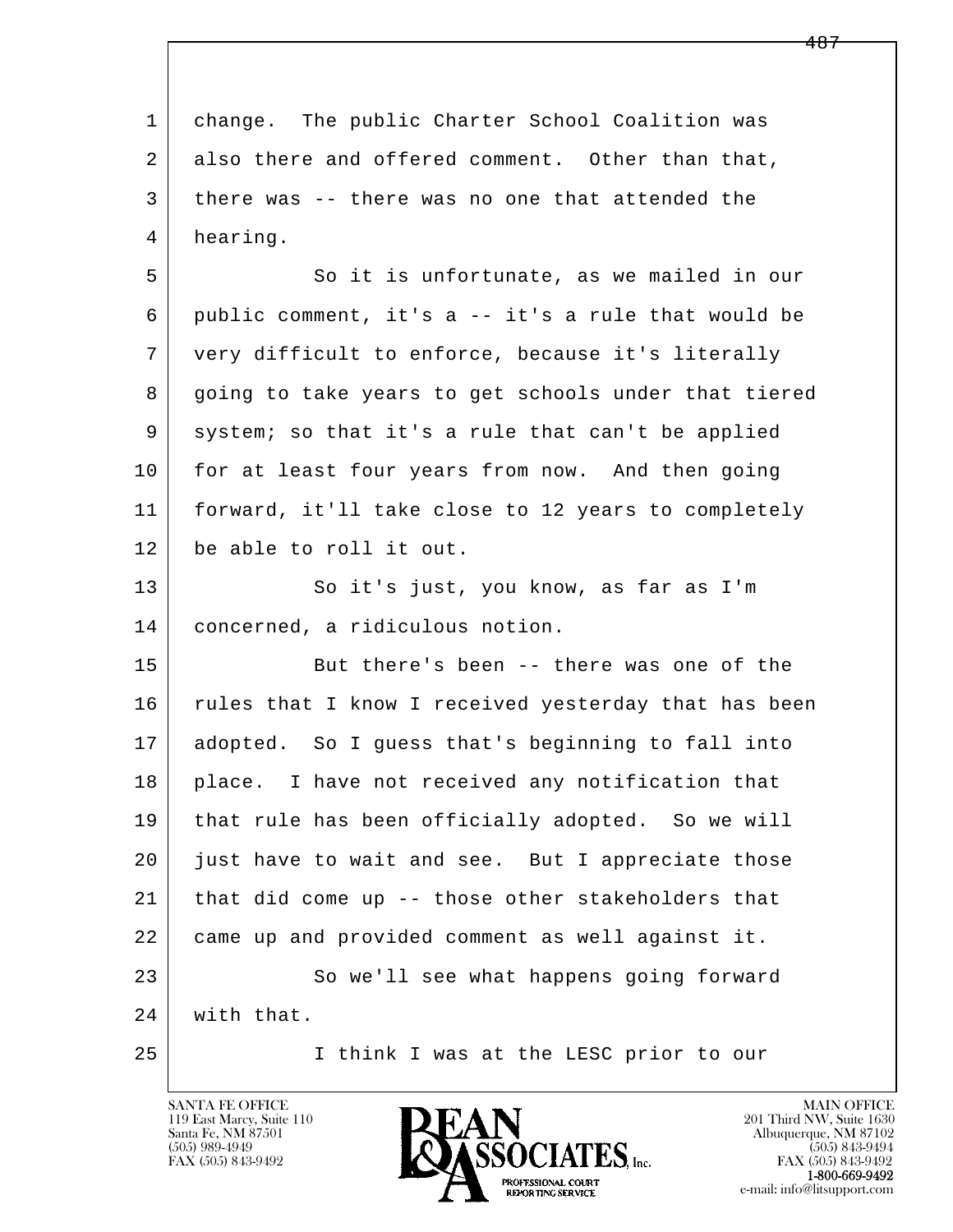change. The public Charter School Coalition was also there and offered comment. Other than that, there was -- there was no one that attended the hearing.

So it is unfortunate, as we mailed in our public comment, it's a -- it's a rule that would be very difficult to enforce, because it's literally going to take years to get schools under that tiered system; so that it's a rule that can't be applied for at least four years from now. And then going forward, it'll take close to 12 years to completely be able to roll it out.

So it's just, you know, as far as I'm concerned, a ridiculous notion.

But there's been -- there was one of the rules that I know I received yesterday that has been adopted. So I guess that's beginning to fall into place. I have not received any notification that that rule has been officially adopted. So we will just have to wait and see. But I appreciate those that did come up -- those other stakeholders that came up and provided comment as well against it.

So we'll see what happens going forward with that.

I think I was at the LESC prior to our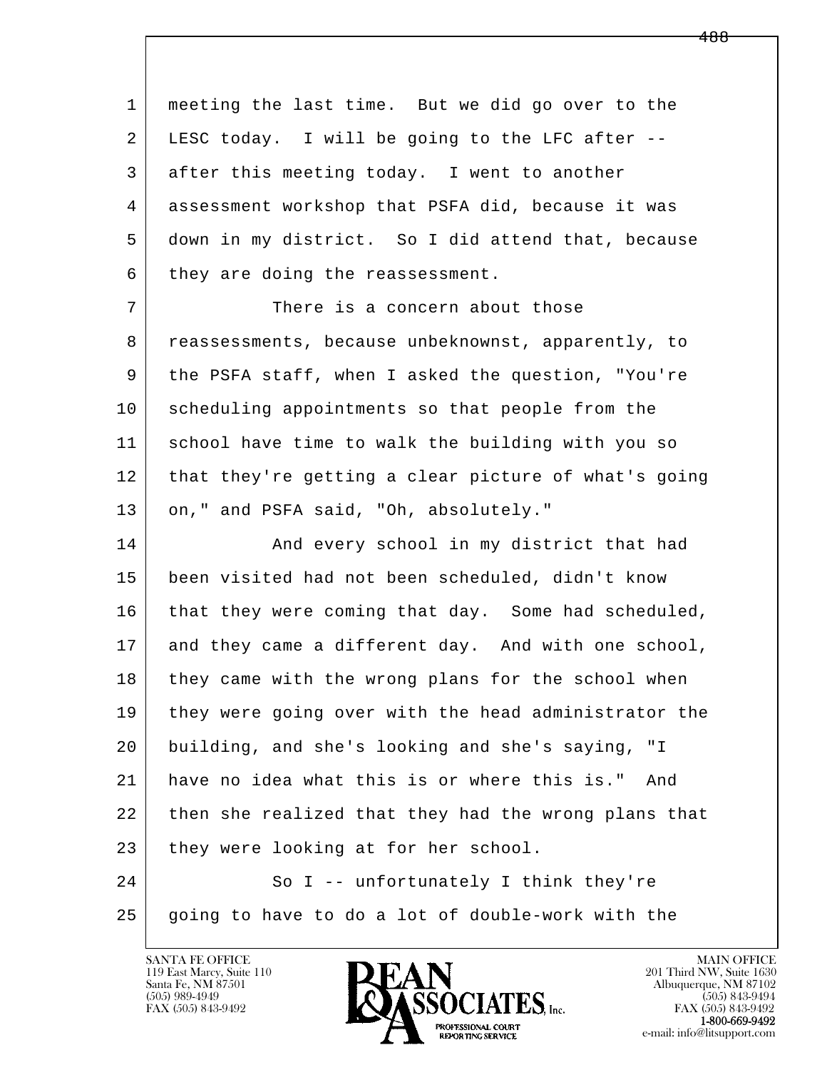meeting the last time. But we did go over to the LESC today. I will be going to the LFC after -- after this meeting today. I went to another assessment workshop that PSFA did, because it was down in my district. So I did attend that, because they are doing the reassessment.

There is a concern about those reassessments, because unbeknownst, apparently, to the PSFA staff, when I asked the question, "You're scheduling appointments so that people from the school have time to walk the building with you so that they're getting a clear picture of what's going on," and PSFA said, "Oh, absolutely."

And every school in my district that had been visited had not been scheduled, didn't know that they were coming that day. Some had scheduled, and they came a different day. And with one school, they came with the wrong plans for the school when they were going over with the head administrator the building, and she's looking and she's saying, "I have no idea what this is or where this is." And then she realized that they had the wrong plans that they were looking at for her school.

So I -- unfortunately I think they're going to have to do a lot of double-work with the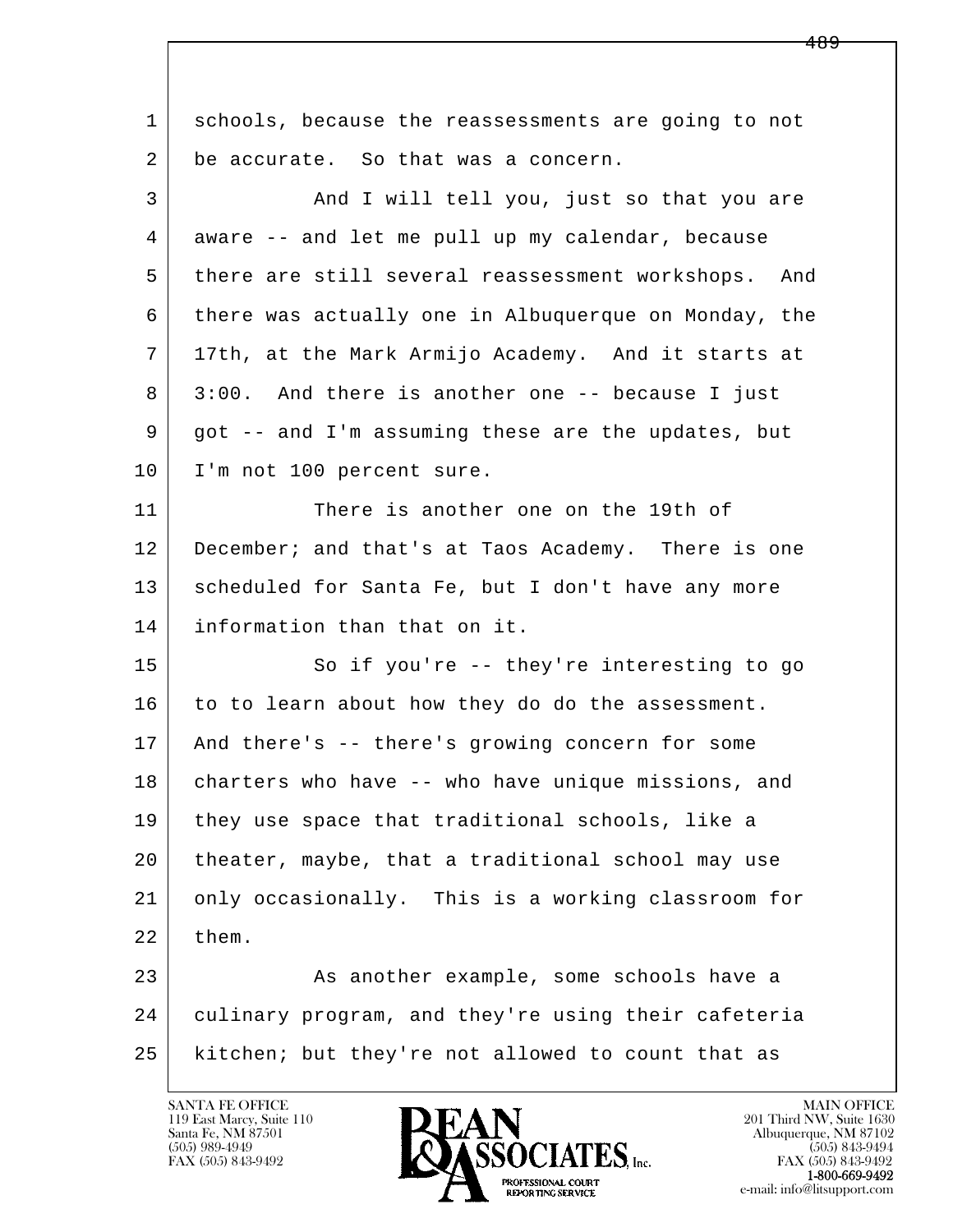schools, because the reassessments are going to not be accurate. So that was a concern.

And I will tell you, just so that you are aware -- and let me pull up my calendar, because there are still several reassessment workshops. And there was actually one in Albuquerque on Monday, the 17th, at the Mark Armijo Academy. And it starts at 3:00. And there is another one -- because I just got -- and I'm assuming these are the updates, but I'm not 100 percent sure.

There is another one on the 19th of December; and that's at Taos Academy. There is one scheduled for Santa Fe, but I don't have any more information than that on it.

So if you're -- they're interesting to go to to learn about how they do do the assessment. And there's -- there's growing concern for some charters who have -- who have unique missions, and they use space that traditional schools, like a theater, maybe, that a traditional school may use only occasionally. This is a working classroom for them.

As another example, some schools have a culinary program, and they're using their cafeteria kitchen; but they're not allowed to count that as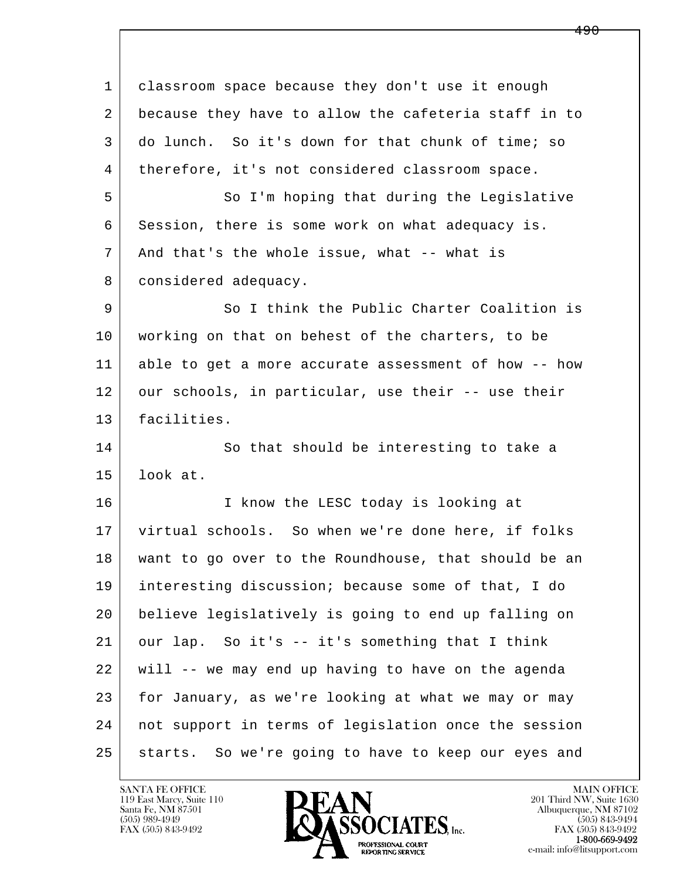1 classroom space because they don't use it enough
2 because they have to allow the cafeteria staff in to
3 do lunch. So it's down for that chunk of time; so
4 therefore, it's not considered classroom space.
5 So I'm hoping that during the Legislative
6 Session, there is some work on what adequacy is.
7 And that's the whole issue, what -- what is
8 considered adequacy.
9 So I think the Public Charter Coalition is
10 working on that on behest of the charters, to be
11 able to get a more accurate assessment of how -- how
12 our schools, in particular, use their -- use their
13 facilities.
14 So that should be interesting to take a
15 look at.
16 I know the LESC today is looking at
17 virtual schools. So when we're done here, if folks
18 want to go over to the Roundhouse, that should be an
19 interesting discussion; because some of that, I do
20 believe legislatively is going to end up falling on
21 our lap. So it's -- it's something that I think
22 will -- we may end up having to have on the agenda
23 for January, as we're looking at what we may or may
24 not support in terms of legislation once the session
25 starts. So we're going to have to keep our eyes and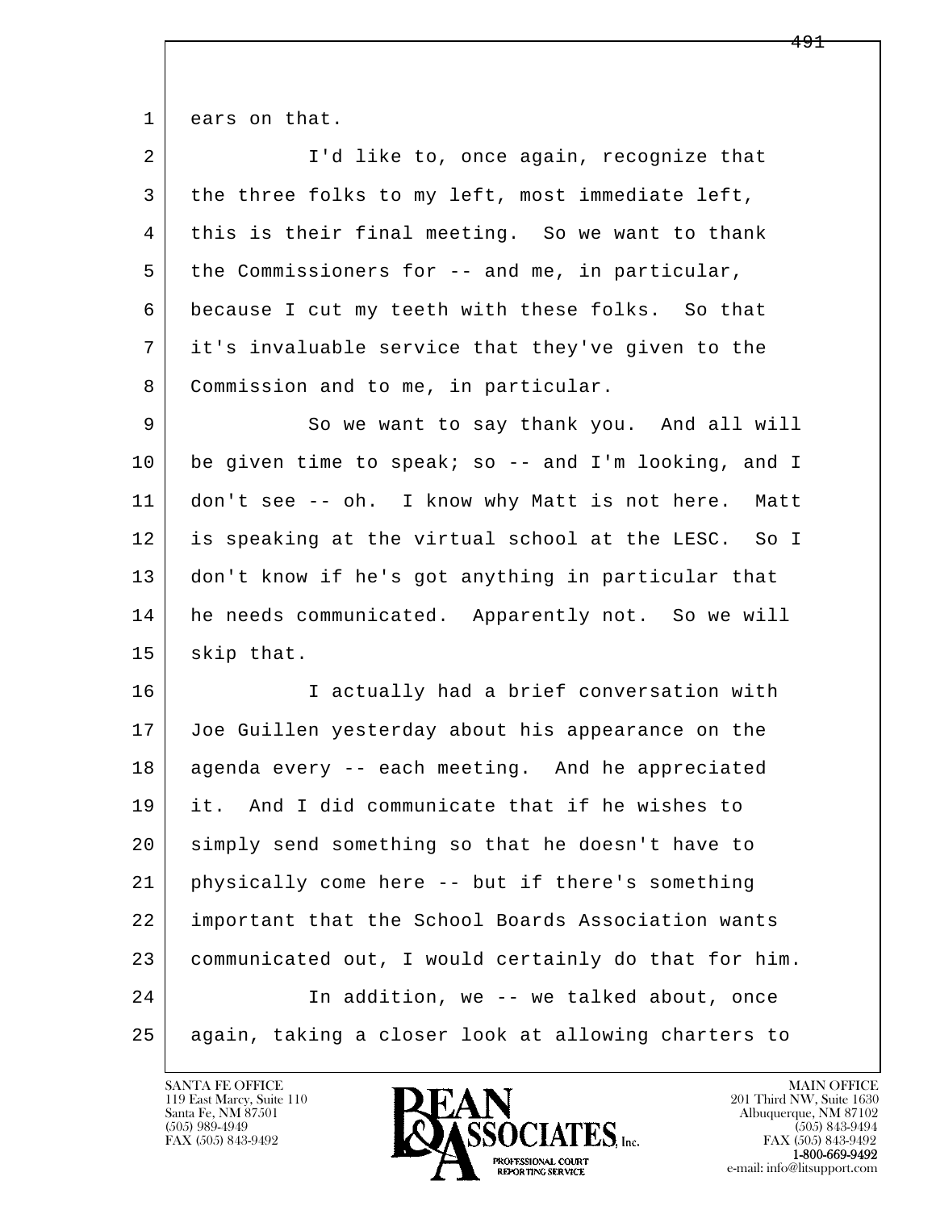1 ears on that.

2 I'd like to, once again, recognize that

3 the three folks to my left, most immediate left,

4 this is their final meeting. So we want to thank

5 the Commissioners for -- and me, in particular,

6 because I cut my teeth with these folks. So that

7 it's invaluable service that they've given to the

8 Commission and to me, in particular.

9 So we want to say thank you. And all will

10 be given time to speak; so -- and I'm looking, and I

11 don't see -- oh. I know why Matt is not here. Matt

12 is speaking at the virtual school at the LESC. So I

13 don't know if he's got anything in particular that

14 he needs communicated. Apparently not. So we will

15 skip that.

16 I actually had a brief conversation with

17 Joe Guillen yesterday about his appearance on the

18 agenda every -- each meeting. And he appreciated

19 it. And I did communicate that if he wishes to

20 simply send something so that he doesn't have to

21 physically come here -- but if there's something

22 important that the School Boards Association wants

23 communicated out, I would certainly do that for him.

24 In addition, we -- we talked about, once

25 again, taking a closer look at allowing charters to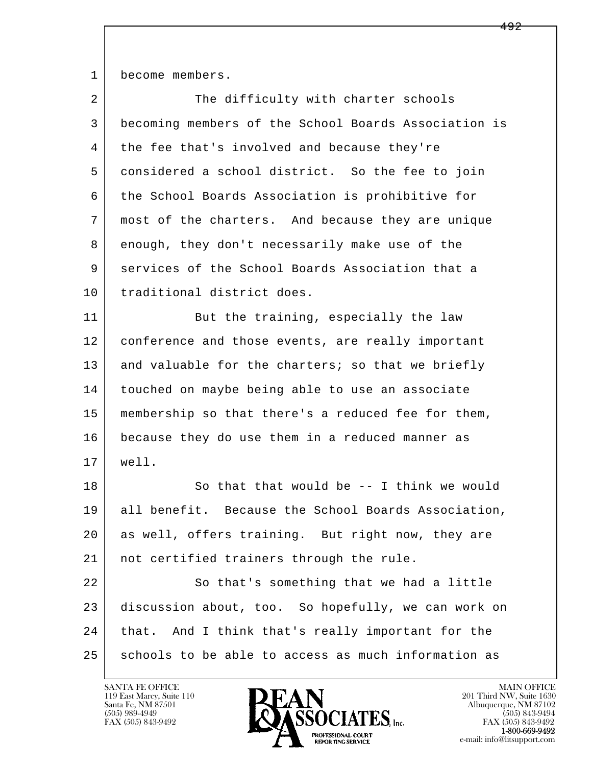become members.

The difficulty with charter schools becoming members of the School Boards Association is the fee that's involved and because they're considered a school district. So the fee to join the School Boards Association is prohibitive for most of the charters. And because they are unique enough, they don't necessarily make use of the services of the School Boards Association that a traditional district does.

But the training, especially the law conference and those events, are really important and valuable for the charters; so that we briefly touched on maybe being able to use an associate membership so that there's a reduced fee for them, because they do use them in a reduced manner as well.

So that that would be -- I think we would all benefit. Because the School Boards Association, as well, offers training. But right now, they are not certified trainers through the rule.

So that's something that we had a little discussion about, too. So hopefully, we can work on that. And I think that's really important for the schools to be able to access as much information as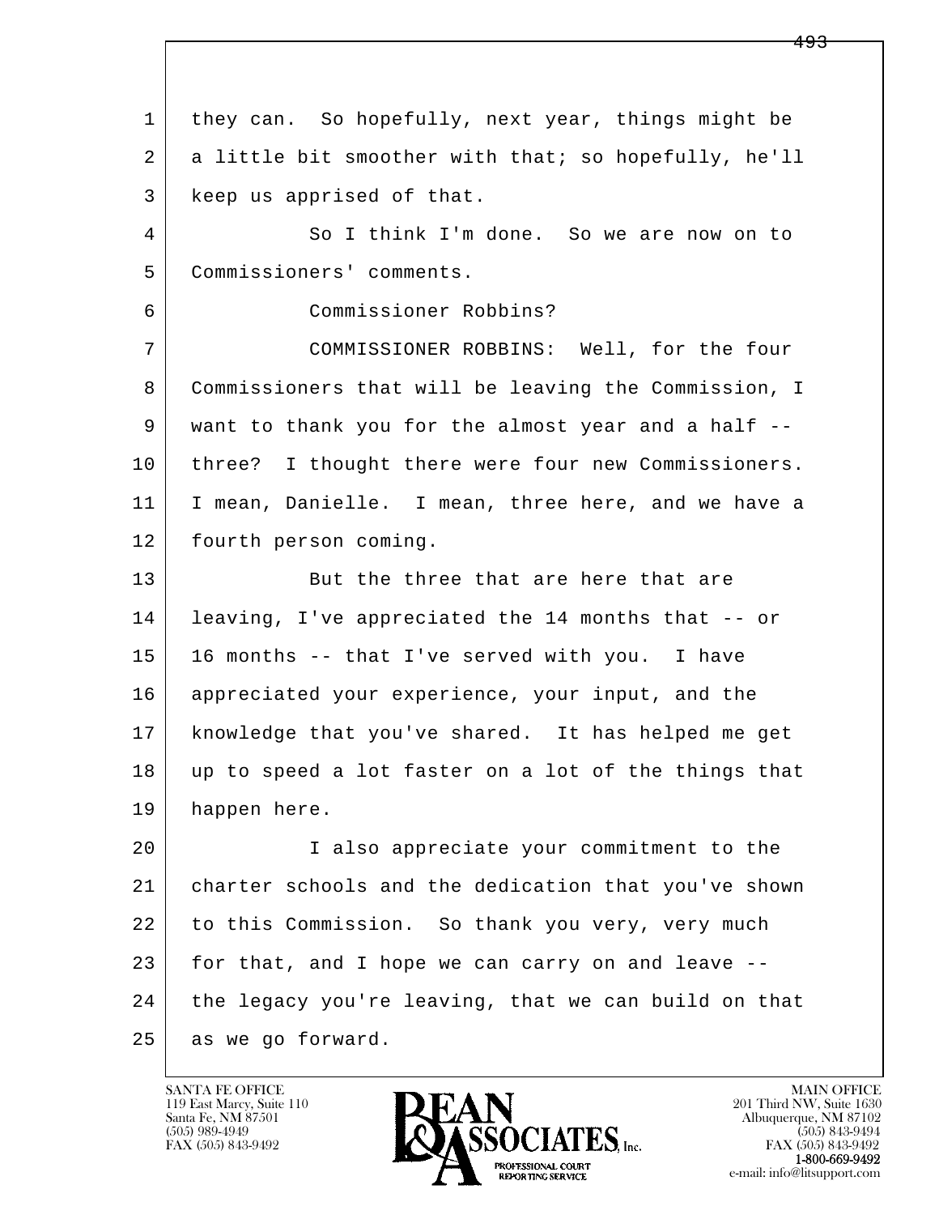1 they can. So hopefully, next year, things might be
2 a little bit smoother with that; so hopefully, he'll
3 keep us apprised of that.

4 So I think I'm done. So we are now on to
5 Commissioners' comments.

6 Commissioner Robbins?

7 COMMISSIONER ROBBINS: Well, for the four
8 Commissioners that will be leaving the Commission, I
9 want to thank you for the almost year and a half --
10 three? I thought there were four new Commissioners.
11 I mean, Danielle. I mean, three here, and we have a
12 fourth person coming.

13 But the three that are here that are
14 leaving, I've appreciated the 14 months that -- or
15 16 months -- that I've served with you. I have
16 appreciated your experience, your input, and the
17 knowledge that you've shared. It has helped me get
18 up to speed a lot faster on a lot of the things that
19 happen here.

20 I also appreciate your commitment to the
21 charter schools and the dedication that you've shown
22 to this Commission. So thank you very, very much
23 for that, and I hope we can carry on and leave --
24 the legacy you're leaving, that we can build on that
25 as we go forward.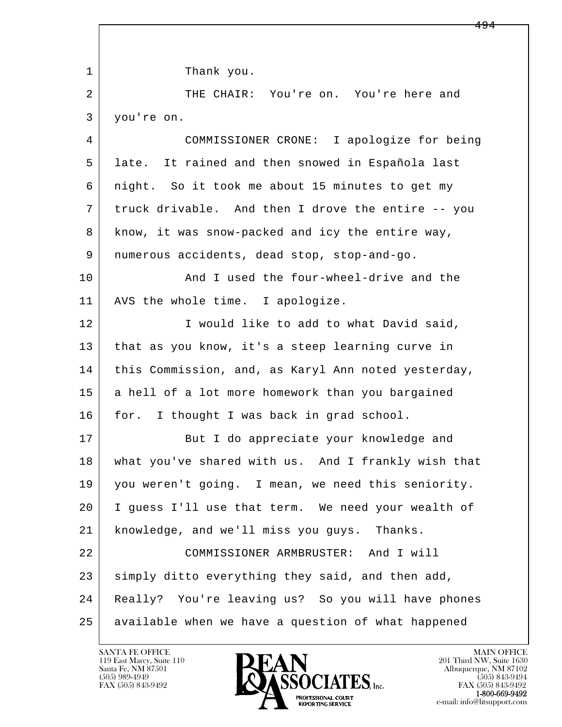1 Thank you.

2 THE CHAIR: You're on. You're here and
3 you're on.

4 COMMISSIONER CRONE: I apologize for being
5 late. It rained and then snowed in Española last
6 night. So it took me about 15 minutes to get my
7 truck drivable. And then I drove the entire -- you
8 know, it was snow-packed and icy the entire way,
9 numerous accidents, dead stop, stop-and-go.

10 And I used the four-wheel-drive and the
11 AVS the whole time. I apologize.

12 I would like to add to what David said,
13 that as you know, it's a steep learning curve in
14 this Commission, and, as Karyl Ann noted yesterday,
15 a hell of a lot more homework than you bargained
16 for. I thought I was back in grad school.

17 But I do appreciate your knowledge and
18 what you've shared with us. And I frankly wish that
19 you weren't going. I mean, we need this seniority.
20 I guess I'll use that term. We need your wealth of
21 knowledge, and we'll miss you guys. Thanks.

22 COMMISSIONER ARMBRUSTER: And I will
23 simply ditto everything they said, and then add,
24 Really? You're leaving us? So you will have phones
25 available when we have a question of what happened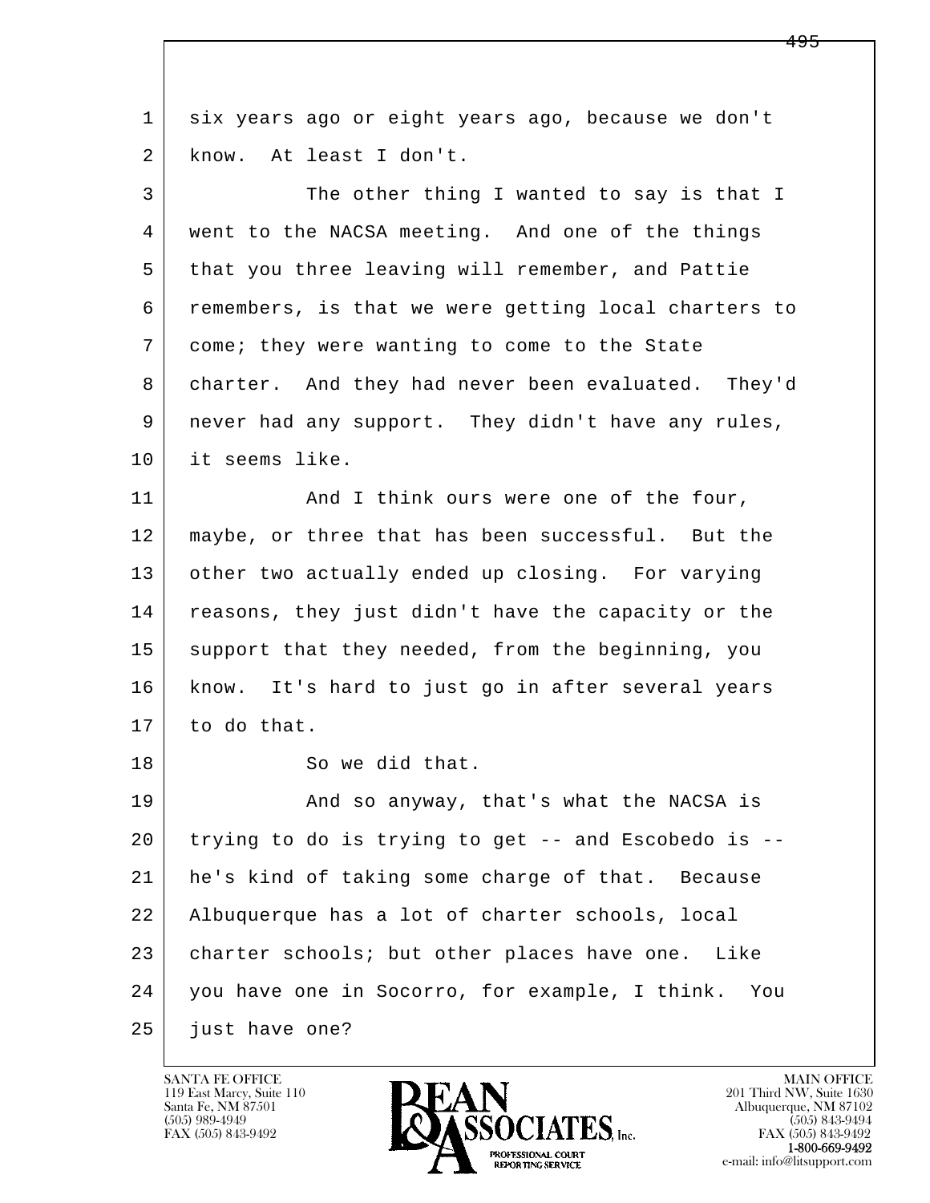six years ago or eight years ago, because we don't know. At least I don't.

The other thing I wanted to say is that I went to the NACSA meeting. And one of the things that you three leaving will remember, and Pattie remembers, is that we were getting local charters to come; they were wanting to come to the State charter. And they had never been evaluated. They'd never had any support. They didn't have any rules, it seems like.

And I think ours were one of the four, maybe, or three that has been successful. But the other two actually ended up closing. For varying reasons, they just didn't have the capacity or the support that they needed, from the beginning, you know. It's hard to just go in after several years to do that.

So we did that.

And so anyway, that's what the NACSA is trying to do is trying to get -- and Escobedo is -- he's kind of taking some charge of that. Because Albuquerque has a lot of charter schools, local charter schools; but other places have one. Like you have one in Socorro, for example, I think. You just have one?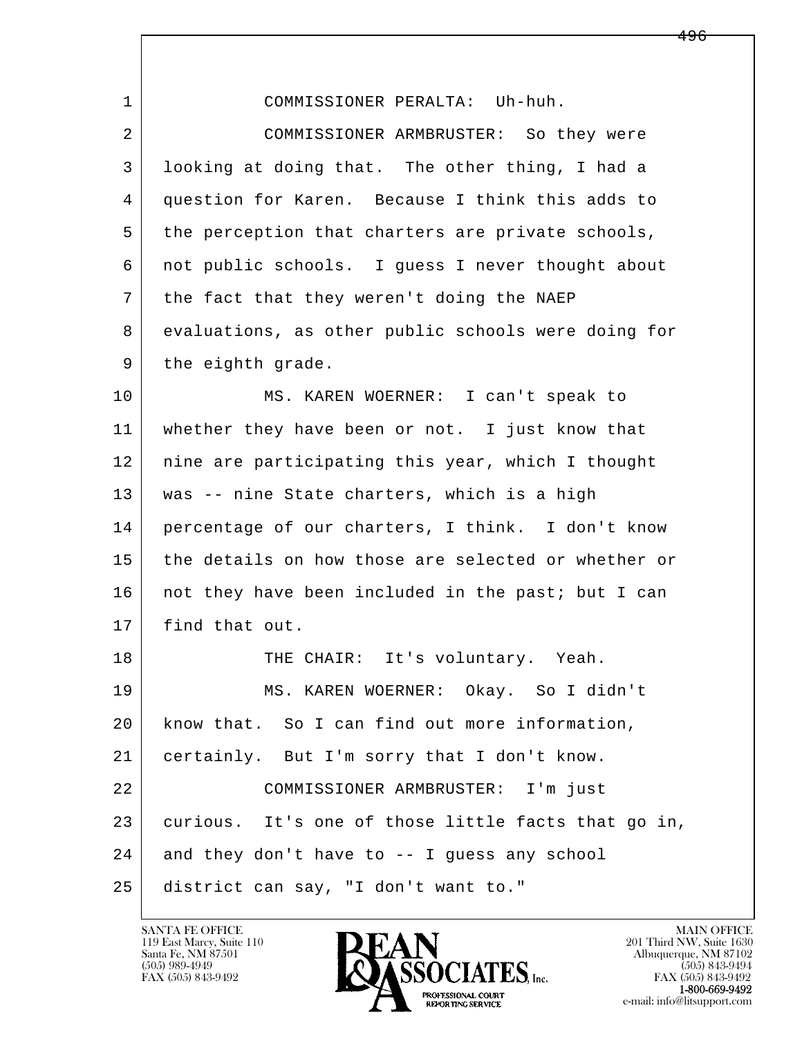1 COMMISSIONER PERALTA: Uh-huh.

2 COMMISSIONER ARMBRUSTER: So they were

3 looking at doing that. The other thing, I had a

4 question for Karen. Because I think this adds to

5 the perception that charters are private schools,

6 not public schools. I guess I never thought about

7 the fact that they weren't doing the NAEP

8 evaluations, as other public schools were doing for

9 the eighth grade.

10 MS. KAREN WOERNER: I can't speak to

11 whether they have been or not. I just know that

12 nine are participating this year, which I thought

13 was -- nine State charters, which is a high

14 percentage of our charters, I think. I don't know

15 the details on how those are selected or whether or

16 not they have been included in the past; but I can

17 find that out.

18 THE CHAIR: It's voluntary. Yeah.

19 MS. KAREN WOERNER: Okay. So I didn't

20 know that. So I can find out more information,

21 certainly. But I'm sorry that I don't know.

22 COMMISSIONER ARMBRUSTER: I'm just

23 curious. It's one of those little facts that go in,

24 and they don't have to -- I guess any school

25 district can say, "I don't want to."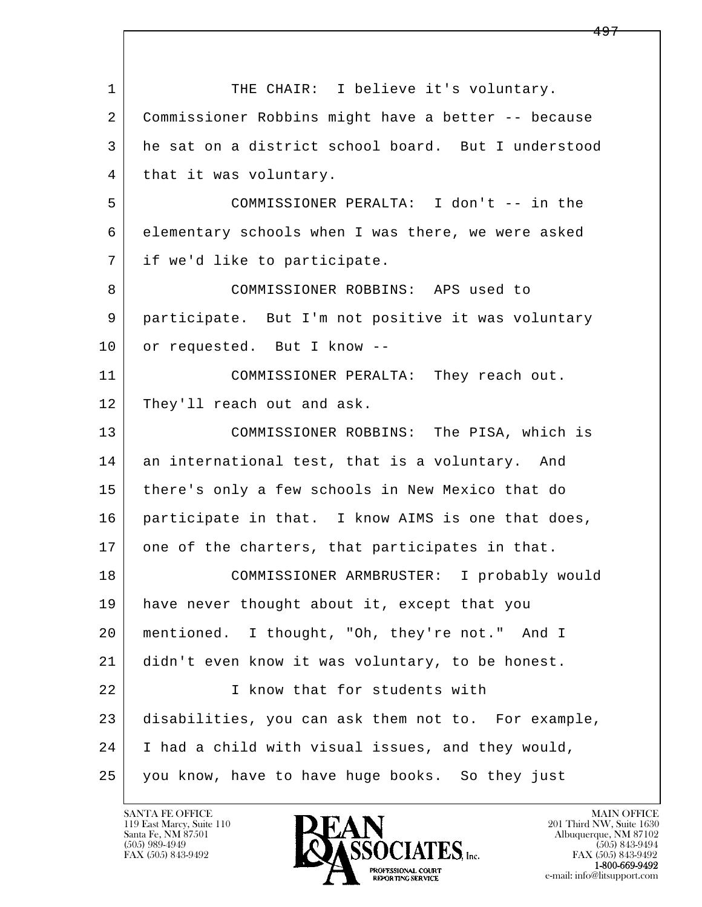1 THE CHAIR: I believe it's voluntary.
2 Commissioner Robbins might have a better -- because
3 he sat on a district school board. But I understood
4 that it was voluntary.
5 COMMISSIONER PERALTA: I don't -- in the
6 elementary schools when I was there, we were asked
7 if we'd like to participate.
8 COMMISSIONER ROBBINS: APS used to
9 participate. But I'm not positive it was voluntary
10 or requested. But I know --
11 COMMISSIONER PERALTA: They reach out.
12 They'll reach out and ask.
13 COMMISSIONER ROBBINS: The PISA, which is
14 an international test, that is a voluntary. And
15 there's only a few schools in New Mexico that do
16 participate in that. I know AIMS is one that does,
17 one of the charters, that participates in that.
18 COMMISSIONER ARMBRUSTER: I probably would
19 have never thought about it, except that you
20 mentioned. I thought, "Oh, they're not." And I
21 didn't even know it was voluntary, to be honest.
22 I know that for students with
23 disabilities, you can ask them not to. For example,
24 I had a child with visual issues, and they would,
25 you know, have to have huge books. So they just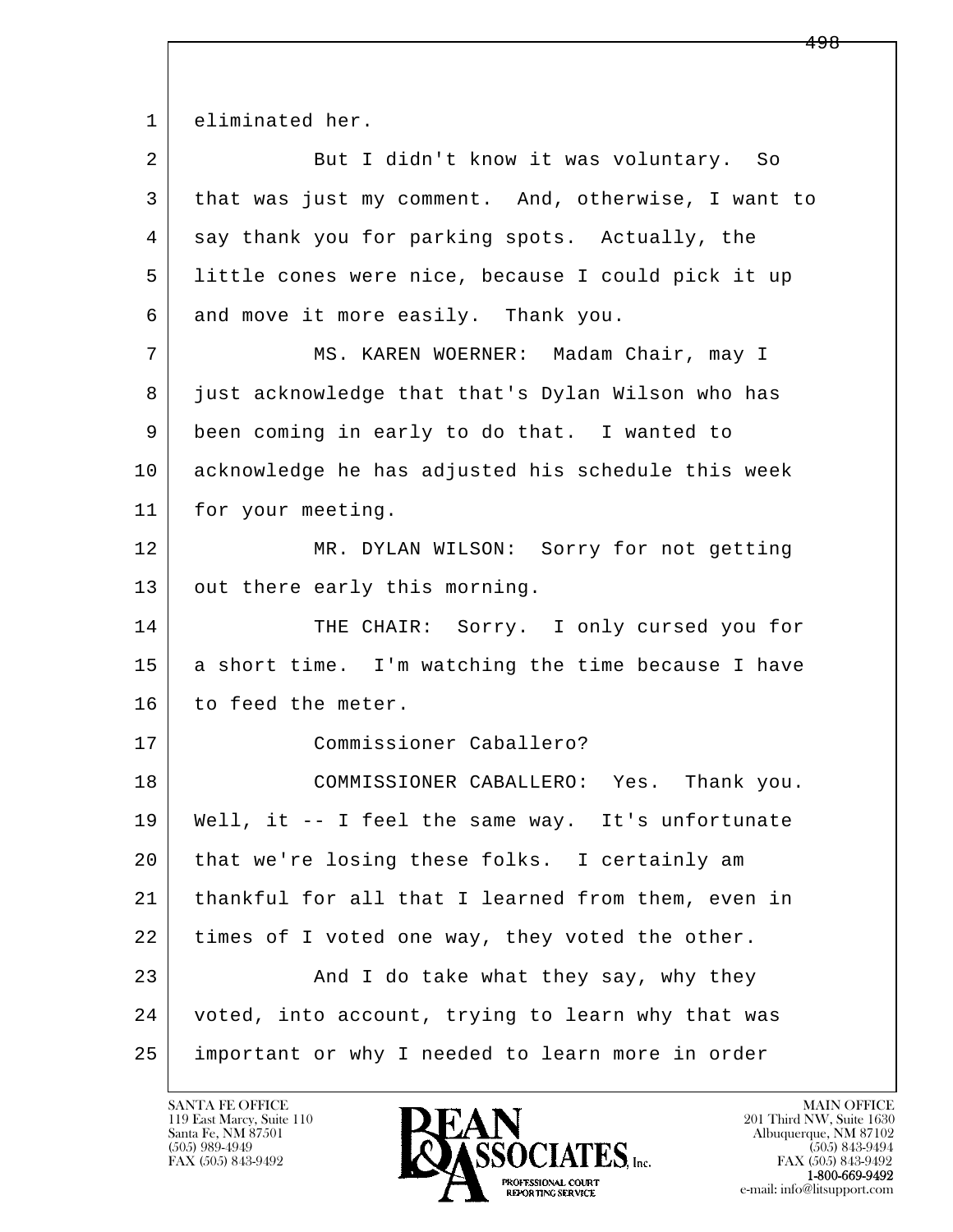1 eliminated her.

2 But I didn't know it was voluntary. So

3 that was just my comment. And, otherwise, I want to

4 say thank you for parking spots. Actually, the

5 little cones were nice, because I could pick it up

6 and move it more easily. Thank you.

7 MS. KAREN WOERNER: Madam Chair, may I

8 just acknowledge that that's Dylan Wilson who has

9 been coming in early to do that. I wanted to

10 acknowledge he has adjusted his schedule this week

11 for your meeting.

12 MR. DYLAN WILSON: Sorry for not getting

13 out there early this morning.

14 THE CHAIR: Sorry. I only cursed you for

15 a short time. I'm watching the time because I have

16 to feed the meter.

17 Commissioner Caballero?

18 COMMISSIONER CABALLERO: Yes. Thank you.

19 Well, it -- I feel the same way. It's unfortunate

20 that we're losing these folks. I certainly am

21 thankful for all that I learned from them, even in

22 times of I voted one way, they voted the other.

23 And I do take what they say, why they

24 voted, into account, trying to learn why that was

25 important or why I needed to learn more in order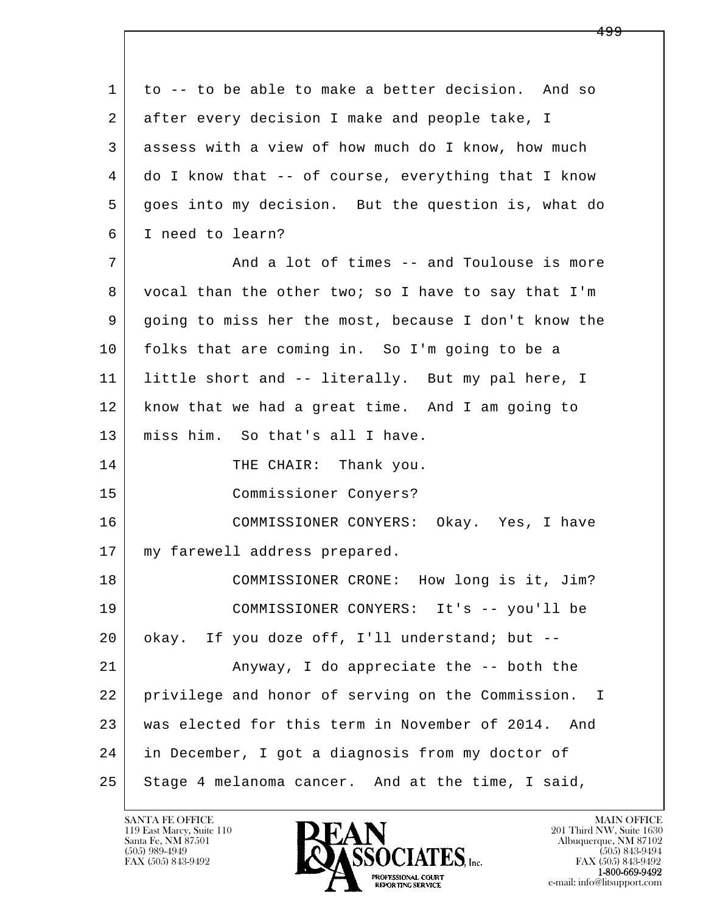1 to -- to be able to make a better decision. And so
2 after every decision I make and people take, I
3 assess with a view of how much do I know, how much
4 do I know that -- of course, everything that I know
5 goes into my decision. But the question is, what do
6 I need to learn?

7 And a lot of times -- and Toulouse is more
8 vocal than the other two; so I have to say that I'm
9 going to miss her the most, because I don't know the
10 folks that are coming in. So I'm going to be a
11 little short and -- literally. But my pal here, I
12 know that we had a great time. And I am going to
13 miss him. So that's all I have.

14 THE CHAIR: Thank you.

15 Commissioner Conyers?

16 COMMISSIONER CONYERS: Okay. Yes, I have
17 my farewell address prepared.

18 COMMISSIONER CRONE: How long is it, Jim?

19 COMMISSIONER CONYERS: It's -- you'll be
20 okay. If you doze off, I'll understand; but --

21 Anyway, I do appreciate the -- both the
22 privilege and honor of serving on the Commission. I
23 was elected for this term in November of 2014. And
24 in December, I got a diagnosis from my doctor of
25 Stage 4 melanoma cancer. And at the time, I said,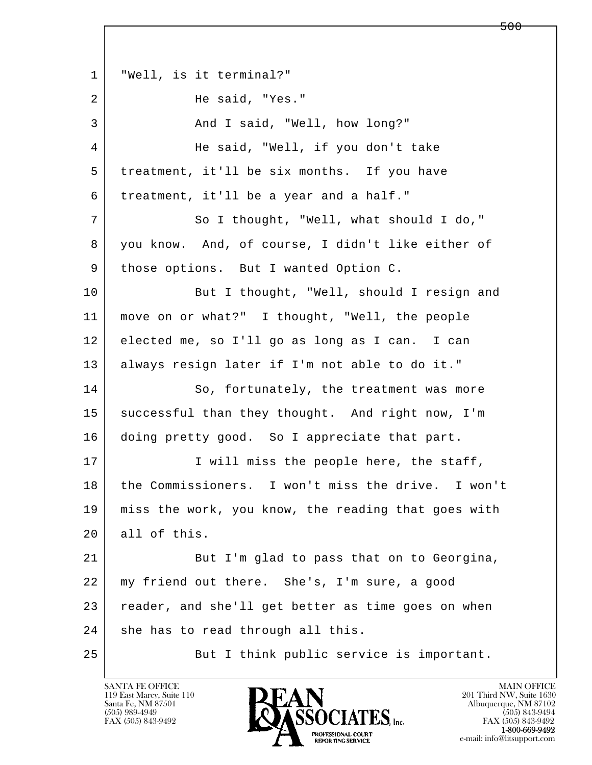"Well, is it terminal?"

He said, "Yes."

And I said, "Well, how long?"

He said, "Well, if you don't take treatment, it'll be six months. If you have treatment, it'll be a year and a half."

So I thought, "Well, what should I do," you know. And, of course, I didn't like either of those options. But I wanted Option C.

But I thought, "Well, should I resign and move on or what?" I thought, "Well, the people elected me, so I'll go as long as I can. I can always resign later if I'm not able to do it."

So, fortunately, the treatment was more successful than they thought. And right now, I'm doing pretty good. So I appreciate that part.

I will miss the people here, the staff, the Commissioners. I won't miss the drive. I won't miss the work, you know, the reading that goes with all of this.

But I'm glad to pass that on to Georgina, my friend out there. She's, I'm sure, a good reader, and she'll get better as time goes on when she has to read through all this.

But I think public service is important.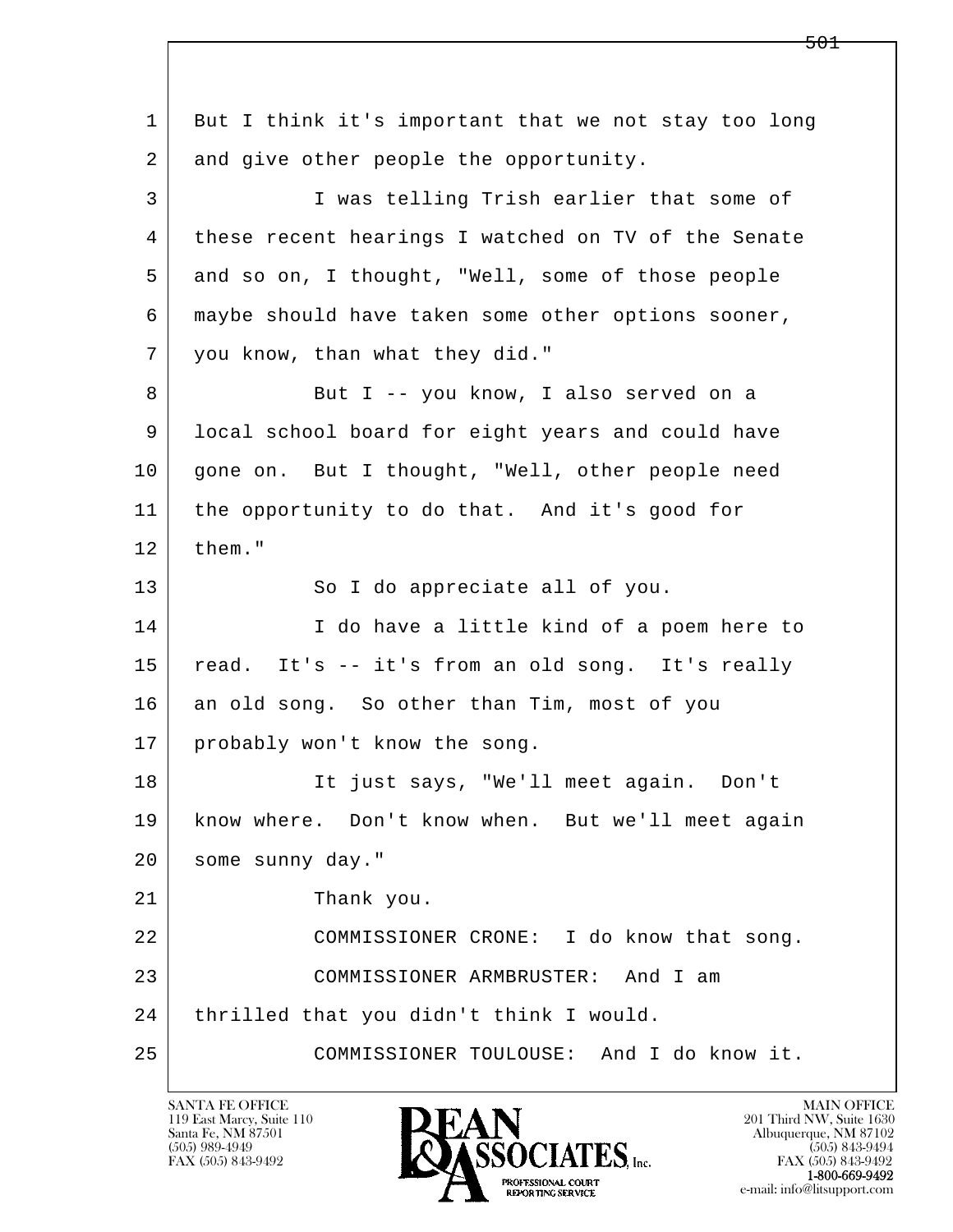1 But I think it's important that we not stay too long
2 and give other people the opportunity.
3 I was telling Trish earlier that some of
4 these recent hearings I watched on TV of the Senate
5 and so on, I thought, "Well, some of those people
6 maybe should have taken some other options sooner,
7 you know, than what they did."
8 But I -- you know, I also served on a
9 local school board for eight years and could have
10 gone on. But I thought, "Well, other people need
11 the opportunity to do that. And it's good for
12 them."
13 So I do appreciate all of you.
14 I do have a little kind of a poem here to
15 read. It's -- it's from an old song. It's really
16 an old song. So other than Tim, most of you
17 probably won't know the song.
18 It just says, "We'll meet again. Don't
19 know where. Don't know when. But we'll meet again
20 some sunny day."
21 Thank you.
22 COMMISSIONER CRONE: I do know that song.
23 COMMISSIONER ARMBRUSTER: And I am
24 thrilled that you didn't think I would.
25 COMMISSIONER TOULOUSE: And I do know it.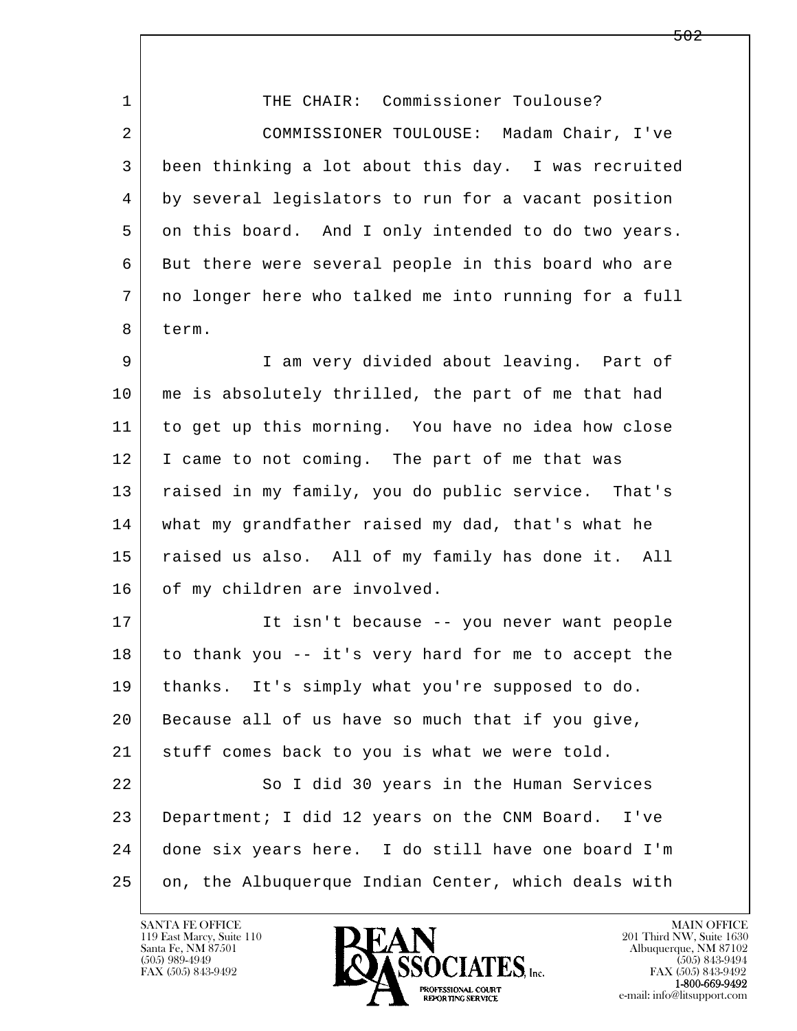1 THE CHAIR: Commissioner Toulouse?

2 COMMISSIONER TOULOUSE: Madam Chair, I've
3 been thinking a lot about this day. I was recruited
4 by several legislators to run for a vacant position
5 on this board. And I only intended to do two years.
6 But there were several people in this board who are
7 no longer here who talked me into running for a full
8 term.

9 I am very divided about leaving. Part of
10 me is absolutely thrilled, the part of me that had
11 to get up this morning. You have no idea how close
12 I came to not coming. The part of me that was
13 raised in my family, you do public service. That's
14 what my grandfather raised my dad, that's what he
15 raised us also. All of my family has done it. All
16 of my children are involved.

17 It isn't because -- you never want people
18 to thank you -- it's very hard for me to accept the
19 thanks. It's simply what you're supposed to do.
20 Because all of us have so much that if you give,
21 stuff comes back to you is what we were told.

22 So I did 30 years in the Human Services
23 Department; I did 12 years on the CNM Board. I've
24 done six years here. I do still have one board I'm
25 on, the Albuquerque Indian Center, which deals with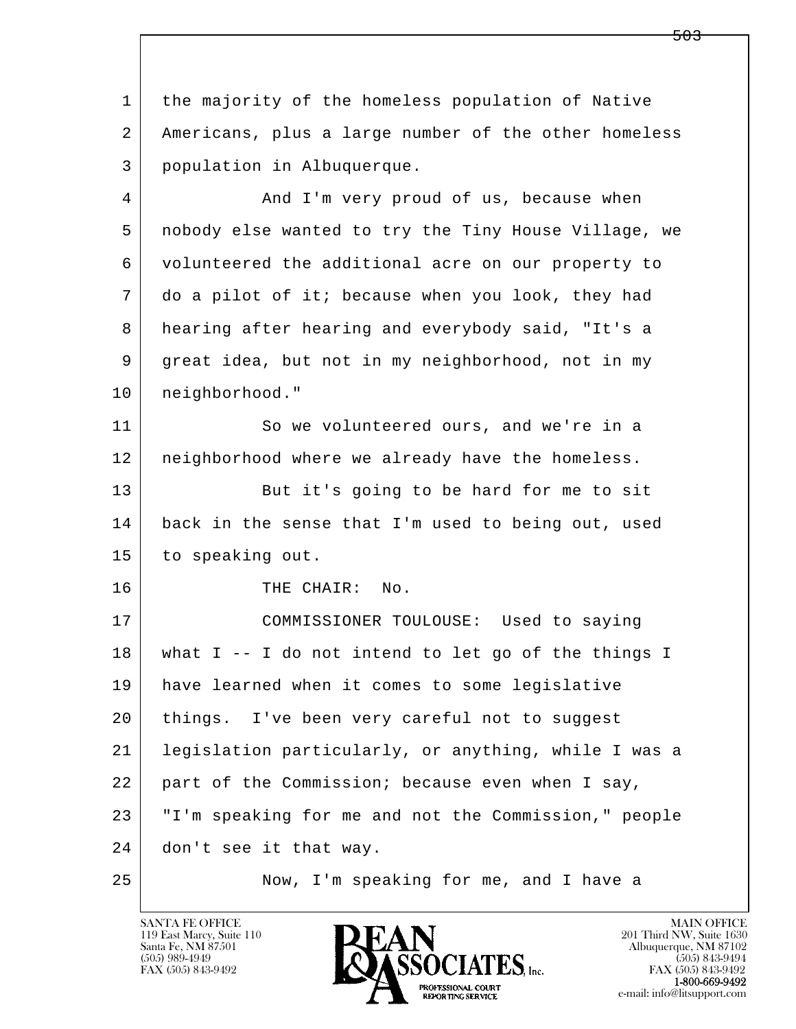the majority of the homeless population of Native Americans, plus a large number of the other homeless population in Albuquerque.

And I'm very proud of us, because when nobody else wanted to try the Tiny House Village, we volunteered the additional acre on our property to do a pilot of it; because when you look, they had hearing after hearing and everybody said, "It's a great idea, but not in my neighborhood, not in my neighborhood."

So we volunteered ours, and we're in a neighborhood where we already have the homeless.

But it's going to be hard for me to sit back in the sense that I'm used to being out, used to speaking out.

THE CHAIR: No.

COMMISSIONER TOULOUSE: Used to saying what I -- I do not intend to let go of the things I have learned when it comes to some legislative things. I've been very careful not to suggest legislation particularly, or anything, while I was a part of the Commission; because even when I say, "I'm speaking for me and not the Commission," people don't see it that way.

Now, I'm speaking for me, and I have a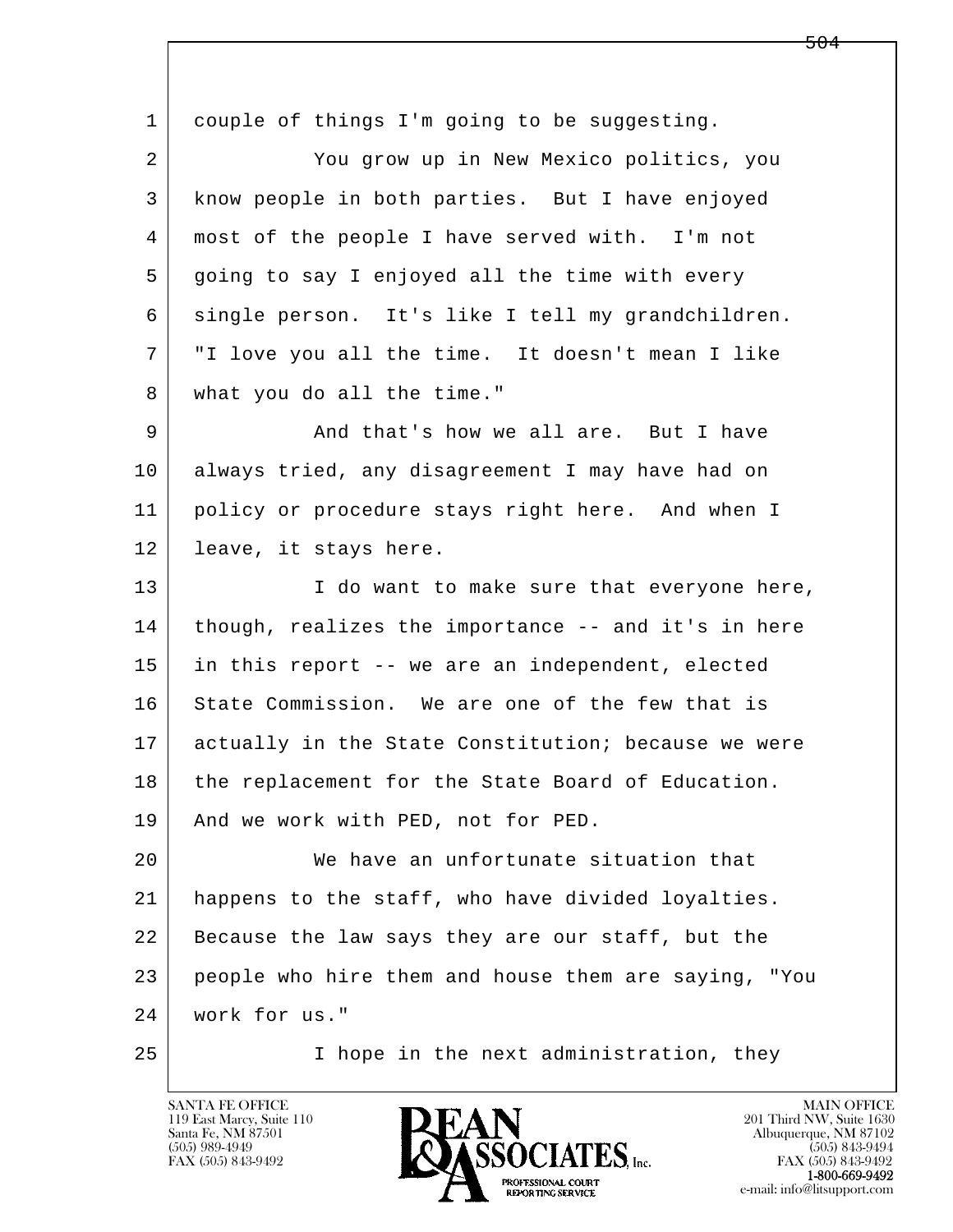1 couple of things I'm going to be suggesting.

2 You grow up in New Mexico politics, you

3 know people in both parties. But I have enjoyed

4 most of the people I have served with. I'm not

5 going to say I enjoyed all the time with every

6 single person. It's like I tell my grandchildren.

7 "I love you all the time. It doesn't mean I like

8 what you do all the time."

9 And that's how we all are. But I have

10 always tried, any disagreement I may have had on

11 policy or procedure stays right here. And when I

12 leave, it stays here.

13 I do want to make sure that everyone here,

14 though, realizes the importance -- and it's in here

15 in this report -- we are an independent, elected

16 State Commission. We are one of the few that is

17 actually in the State Constitution; because we were

18 the replacement for the State Board of Education.

19 And we work with PED, not for PED.

20 We have an unfortunate situation that

21 happens to the staff, who have divided loyalties.

22 Because the law says they are our staff, but the

23 people who hire them and house them are saying, "You

24 work for us."

25 I hope in the next administration, they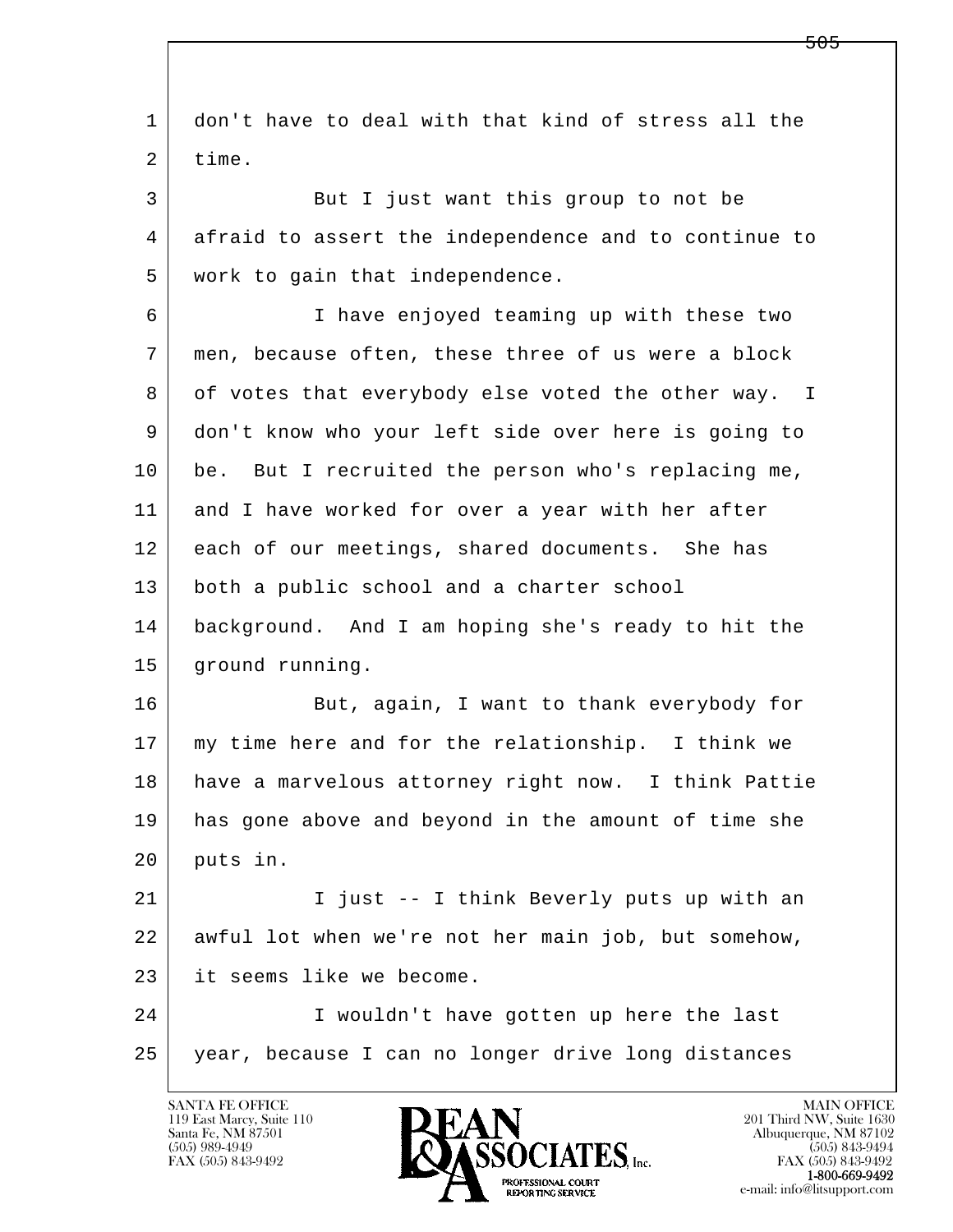don't have to deal with that kind of stress all the time.

But I just want this group to not be afraid to assert the independence and to continue to work to gain that independence.

I have enjoyed teaming up with these two men, because often, these three of us were a block of votes that everybody else voted the other way. I don't know who your left side over here is going to be. But I recruited the person who's replacing me, and I have worked for over a year with her after each of our meetings, shared documents. She has both a public school and a charter school background. And I am hoping she's ready to hit the ground running.

But, again, I want to thank everybody for my time here and for the relationship. I think we have a marvelous attorney right now. I think Pattie has gone above and beyond in the amount of time she puts in.

I just -- I think Beverly puts up with an awful lot when we're not her main job, but somehow, it seems like we become.

I wouldn't have gotten up here the last year, because I can no longer drive long distances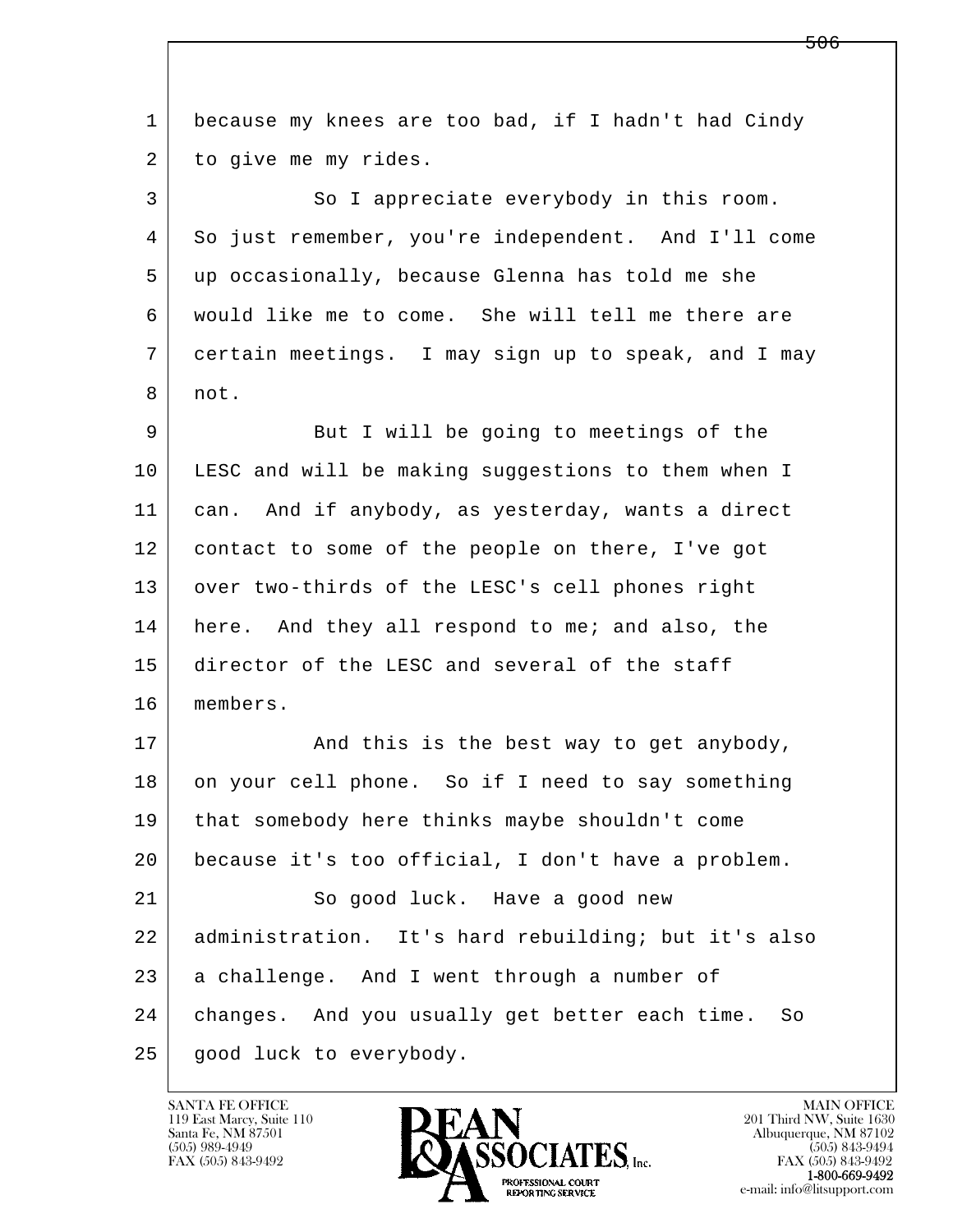1 because my knees are too bad, if I hadn't had Cindy
2 to give me my rides.
3 So I appreciate everybody in this room.
4 So just remember, you're independent. And I'll come
5 up occasionally, because Glenna has told me she
6 would like me to come. She will tell me there are
7 certain meetings. I may sign up to speak, and I may
8 not.
9 But I will be going to meetings of the
10 LESC and will be making suggestions to them when I
11 can. And if anybody, as yesterday, wants a direct
12 contact to some of the people on there, I've got
13 over two-thirds of the LESC's cell phones right
14 here. And they all respond to me; and also, the
15 director of the LESC and several of the staff
16 members.
17 And this is the best way to get anybody,
18 on your cell phone. So if I need to say something
19 that somebody here thinks maybe shouldn't come
20 because it's too official, I don't have a problem.
21 So good luck. Have a good new
22 administration. It's hard rebuilding; but it's also
23 a challenge. And I went through a number of
24 changes. And you usually get better each time. So
25 good luck to everybody.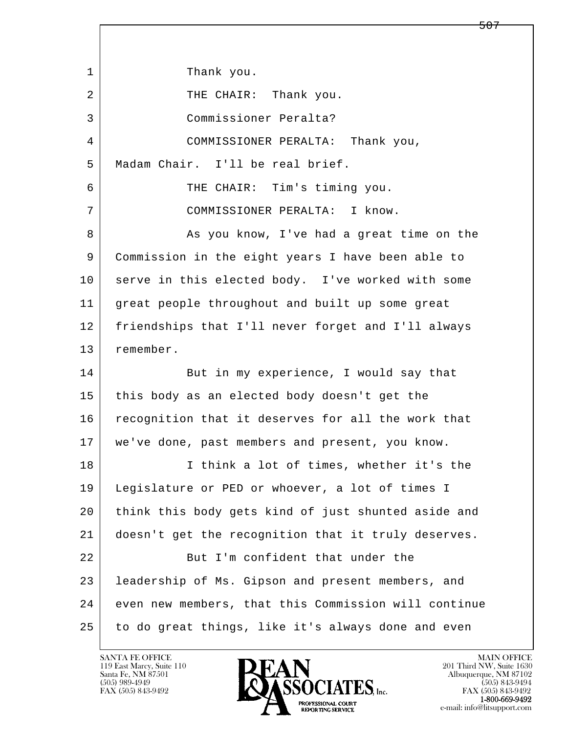1 Thank you.

2 THE CHAIR: Thank you.

3 Commissioner Peralta?

4 COMMISSIONER PERALTA: Thank you,

5 Madam Chair. I'll be real brief.

6 THE CHAIR: Tim's timing you.

7 COMMISSIONER PERALTA: I know.

8 As you know, I've had a great time on the

9 Commission in the eight years I have been able to

10 serve in this elected body. I've worked with some

11 great people throughout and built up some great

12 friendships that I'll never forget and I'll always

13 remember.

14 But in my experience, I would say that

15 this body as an elected body doesn't get the

16 recognition that it deserves for all the work that

17 we've done, past members and present, you know.

18 I think a lot of times, whether it's the

19 Legislature or PED or whoever, a lot of times I

20 think this body gets kind of just shunted aside and

21 doesn't get the recognition that it truly deserves.

22 But I'm confident that under the

23 leadership of Ms. Gipson and present members, and

24 even new members, that this Commission will continue

25 to do great things, like it's always done and even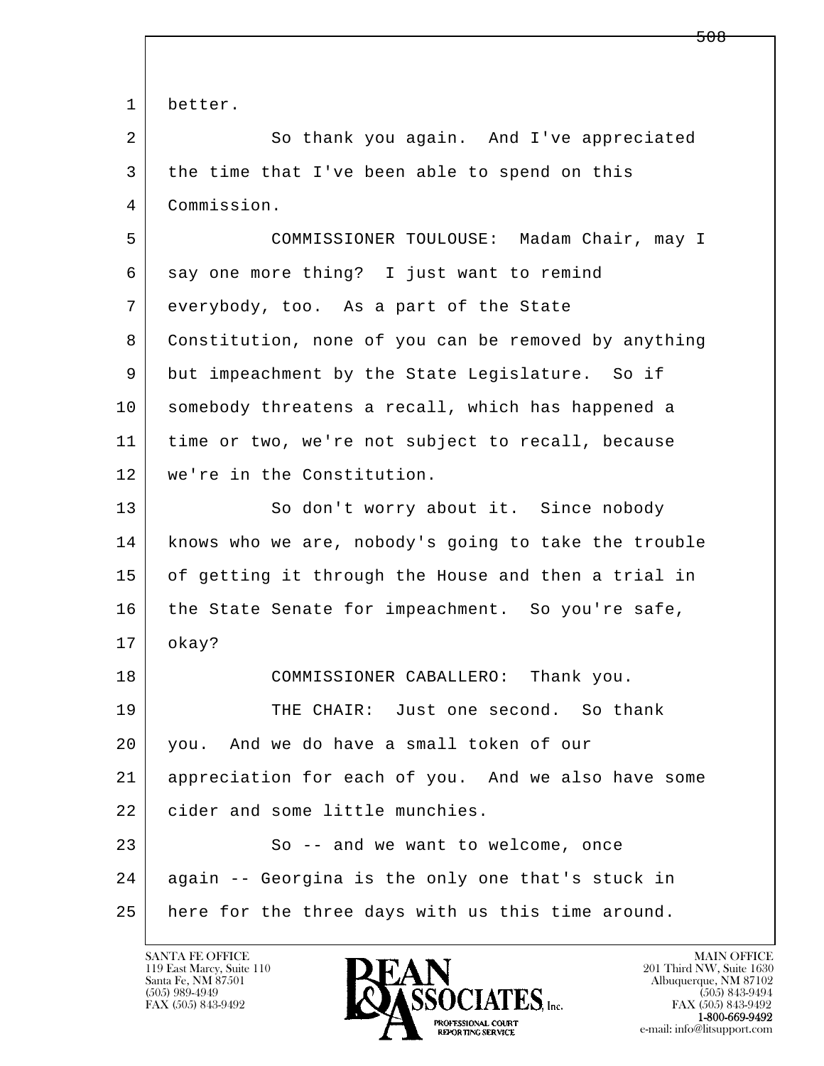1 better.

2 So thank you again. And I've appreciated
3 the time that I've been able to spend on this
4 Commission.

5 COMMISSIONER TOULOUSE: Madam Chair, may I
6 say one more thing? I just want to remind
7 everybody, too. As a part of the State
8 Constitution, none of you can be removed by anything
9 but impeachment by the State Legislature. So if
10 somebody threatens a recall, which has happened a
11 time or two, we're not subject to recall, because
12 we're in the Constitution.

13 So don't worry about it. Since nobody
14 knows who we are, nobody's going to take the trouble
15 of getting it through the House and then a trial in
16 the State Senate for impeachment. So you're safe,
17 okay?

18 COMMISSIONER CABALLERO: Thank you.

19 THE CHAIR: Just one second. So thank
20 you. And we do have a small token of our
21 appreciation for each of you. And we also have some
22 cider and some little munchies.

23 So -- and we want to welcome, once
24 again -- Georgina is the only one that's stuck in
25 here for the three days with us this time around.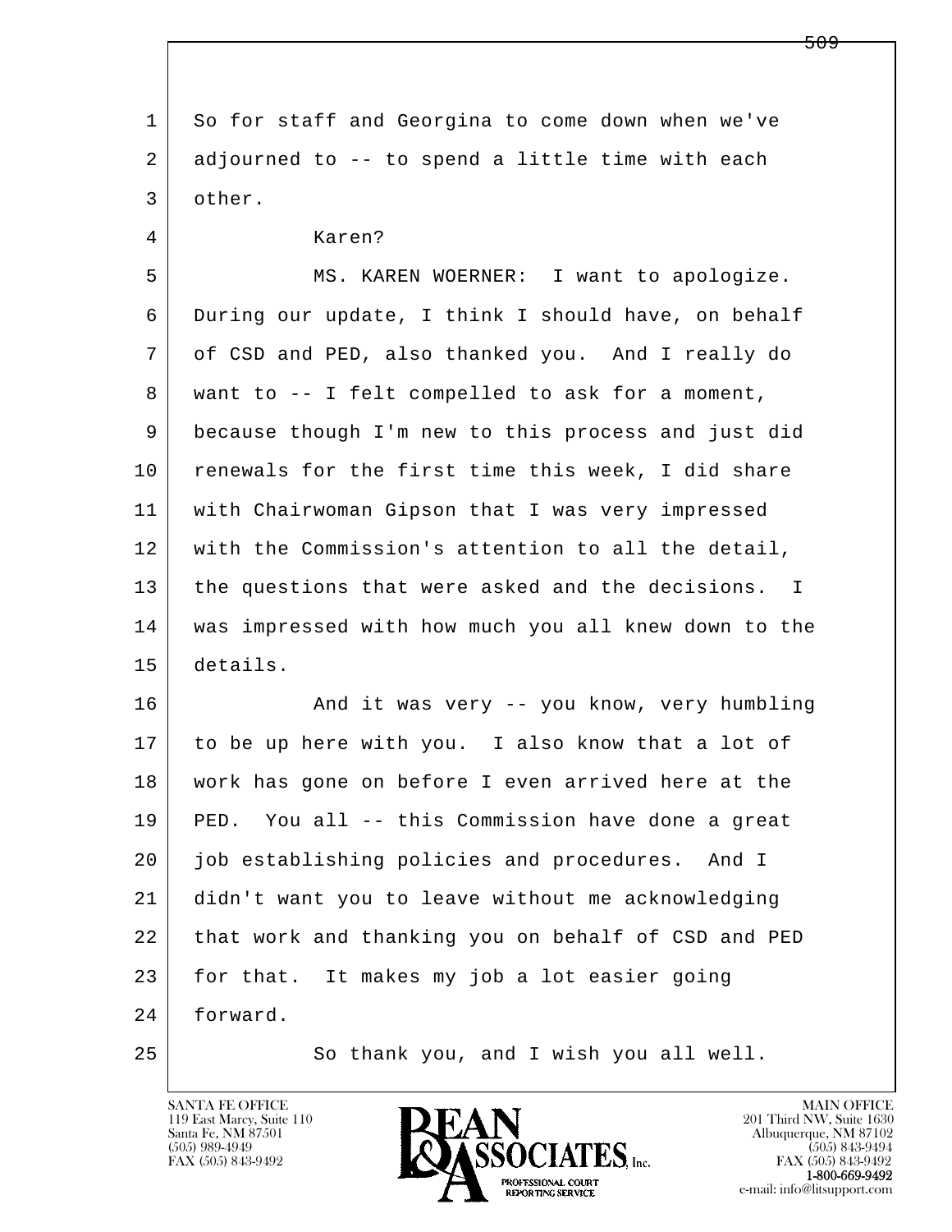1 So for staff and Georgina to come down when we've
2 adjourned to -- to spend a little time with each
3 other.
4 Karen?
5 MS. KAREN WOERNER: I want to apologize.
6 During our update, I think I should have, on behalf
7 of CSD and PED, also thanked you. And I really do
8 want to -- I felt compelled to ask for a moment,
9 because though I'm new to this process and just did
10 renewals for the first time this week, I did share
11 with Chairwoman Gipson that I was very impressed
12 with the Commission's attention to all the detail,
13 the questions that were asked and the decisions. I
14 was impressed with how much you all knew down to the
15 details.
16 And it was very -- you know, very humbling
17 to be up here with you. I also know that a lot of
18 work has gone on before I even arrived here at the
19 PED. You all -- this Commission have done a great
20 job establishing policies and procedures. And I
21 didn't want you to leave without me acknowledging
22 that work and thanking you on behalf of CSD and PED
23 for that. It makes my job a lot easier going
24 forward.
25 So thank you, and I wish you all well.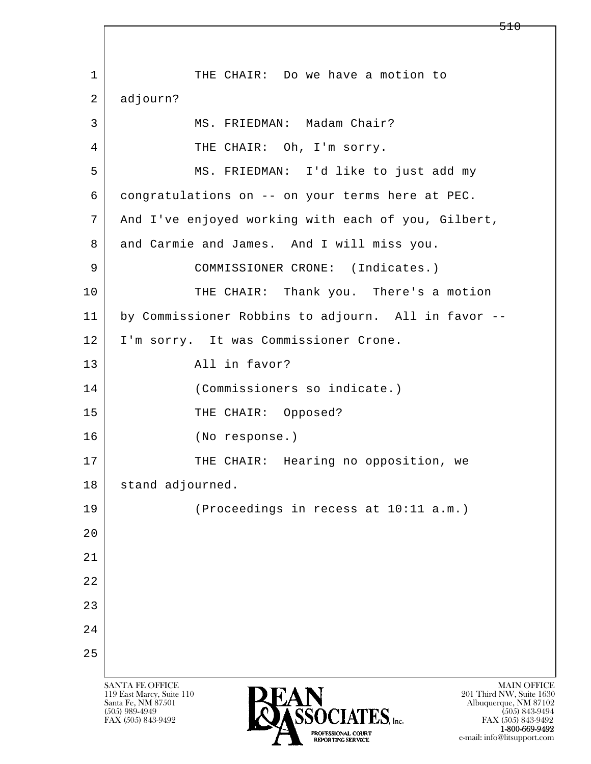1 THE CHAIR: Do we have a motion to
2 adjourn?
3 MS. FRIEDMAN: Madam Chair?
4 THE CHAIR: Oh, I'm sorry.
5 MS. FRIEDMAN: I'd like to just add my
6 congratulations on -- on your terms here at PEC.
7 And I've enjoyed working with each of you, Gilbert,
8 and Carmie and James. And I will miss you.
9 COMMISSIONER CRONE: (Indicates.)
10 THE CHAIR: Thank you. There's a motion
11 by Commissioner Robbins to adjourn. All in favor --
12 I'm sorry. It was Commissioner Crone.
13 All in favor?
14 (Commissioners so indicate.)
15 THE CHAIR: Opposed?
16 (No response.)
17 THE CHAIR: Hearing no opposition, we
18 stand adjourned.
19 (Proceedings in recess at 10:11 a.m.)
20
21
22
23
24
25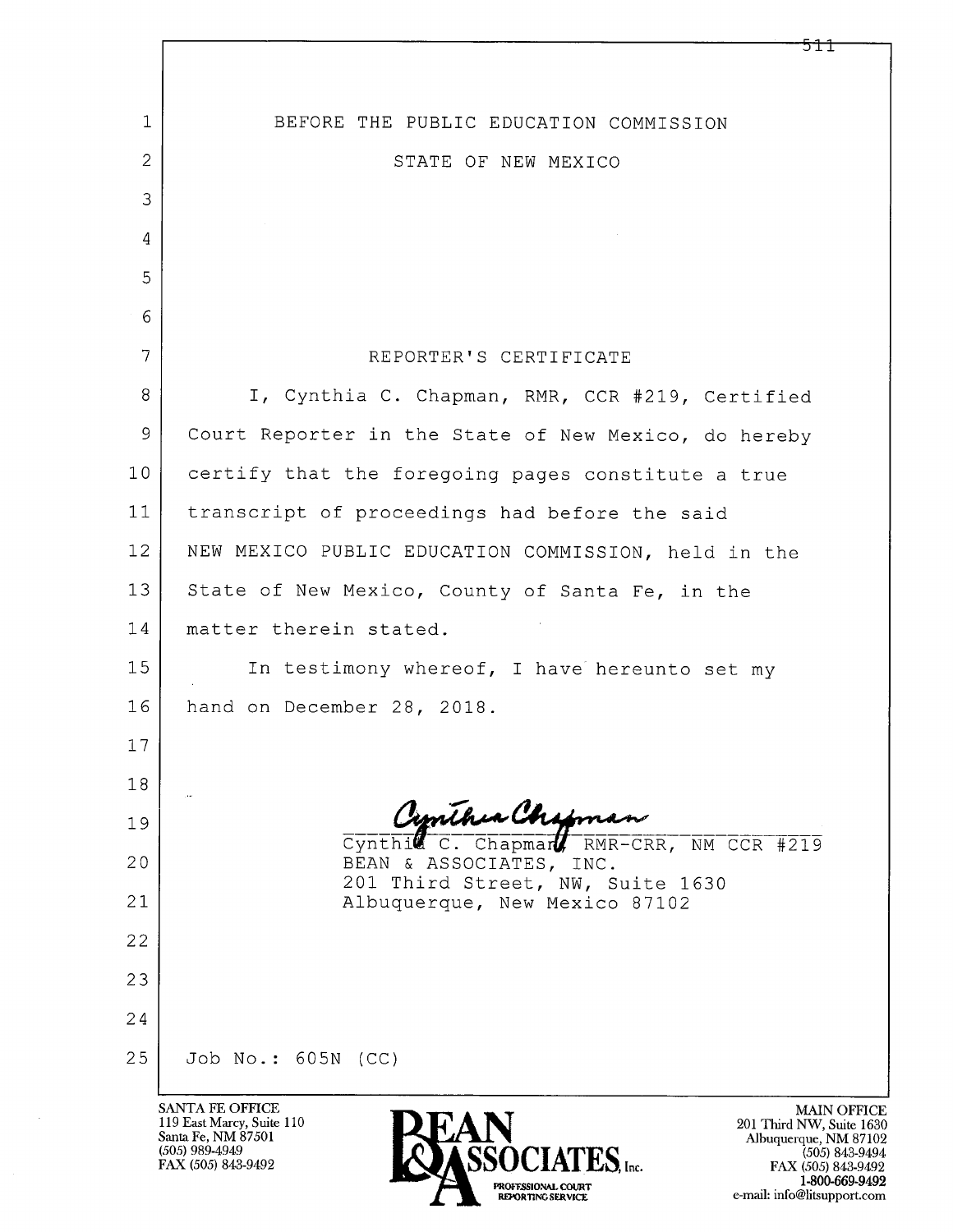BEFORE THE PUBLIC EDUCATION COMMISSION

STATE OF NEW MEXICO

REPORTER'S CERTIFICATE

I, Cynthia C. Chapman, RMR, CCR #219, Certified Court Reporter in the State of New Mexico, do hereby certify that the foregoing pages constitute a true transcript of proceedings had before the said NEW MEXICO PUBLIC EDUCATION COMMISSION, held in the State of New Mexico, County of Santa Fe, in the matter therein stated.

In testimony whereof, I have hereunto set my hand on December 28, 2018.

Cynthia Chapman

Cynthia C. Chapman, RMR-CRR, NM CCR #219
BEAN & ASSOCIATES, INC.
201 Third Street, NW, Suite 1630
Albuquerque, New Mexico 87102

Job No.: 605N (CC)

SANTA FE OFFICE
119 East Marcy, Suite 110
Santa Fe, NM 87501
(505) 989-4949
FAX (505) 843-9492

BEAN & ASSOCIATES, Inc.
PROFESSIONAL COURT REPORTING SERVICE

MAIN OFFICE
201 Third NW, Suite 1630
Albuquerque, NM 87102
(505) 843-9494
FAX (505) 843-9492
1-800-669-9492
e-mail: info@litsupport.com